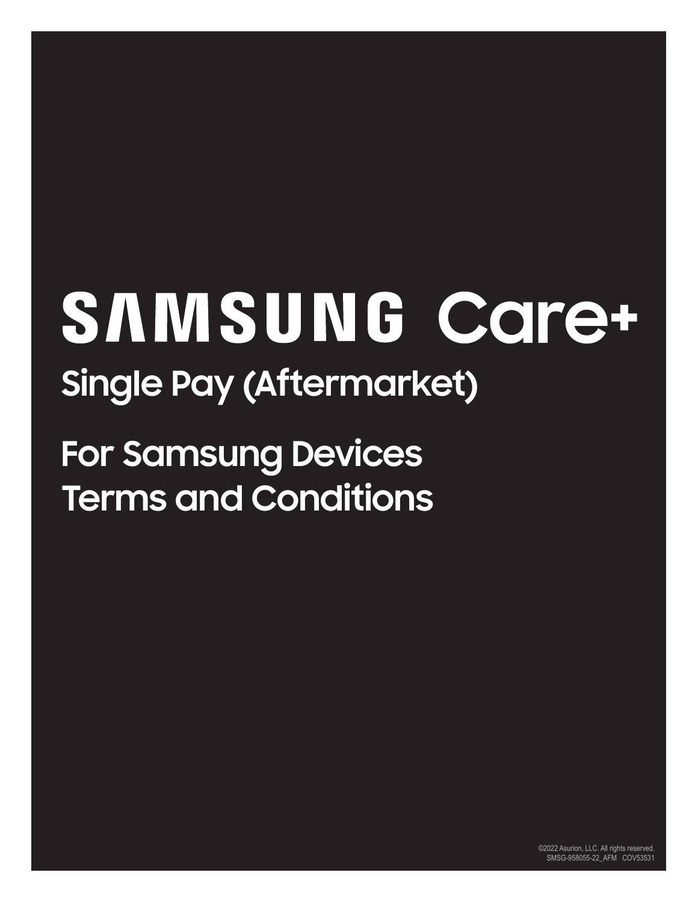# SAMSUNG Care+

## Single Pay (Aftermarket)

## For Samsung Devices Terms and Conditions

©2022 Asurion, LLC. All rights reserved.
SMSG-958055-22_AFM COV53531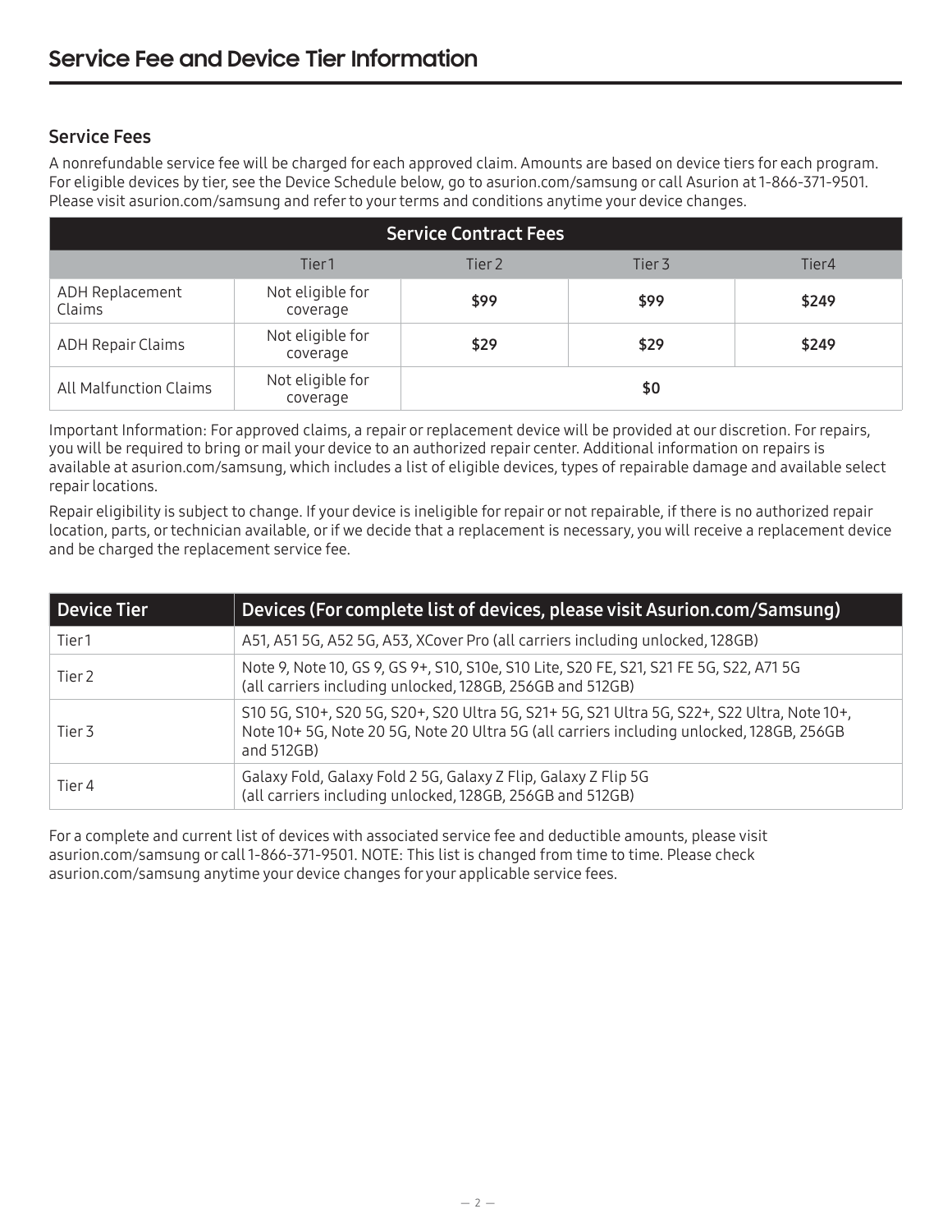# Service Fee and Device Tier Information

## Service Fees

A nonrefundable service fee will be charged for each approved claim. Amounts are based on device tiers for each program. For eligible devices by tier, see the Device Schedule below, go to asurion.com/samsung or call Asurion at 1-866-371-9501. Please visit asurion.com/samsung and refer to your terms and conditions anytime your device changes.

| Service Contract Fees | | | | |
|---|---|---|---|---|
| | Tier 1 | Tier 2 | Tier 3 | Tier4 |
| ADH Replacement Claims | Not eligible for coverage | **$99** | **$99** | **$249** |
| ADH Repair Claims | Not eligible for coverage | **$29** | **$29** | **$249** |
| All Malfunction Claims | Not eligible for coverage | **$0** | | |

Important Information: For approved claims, a repair or replacement device will be provided at our discretion. For repairs, you will be required to bring or mail your device to an authorized repair center. Additional information on repairs is available at asurion.com/samsung, which includes a list of eligible devices, types of repairable damage and available select repair locations.

Repair eligibility is subject to change. If your device is ineligible for repair or not repairable, if there is no authorized repair location, parts, or technician available, or if we decide that a replacement is necessary, you will receive a replacement device and be charged the replacement service fee.

| Device Tier | Devices (For complete list of devices, please visit Asurion.com/Samsung) |
|---|---|
| Tier 1 | A51, A51 5G, A52 5G, A53, XCover Pro (all carriers including unlocked, 128GB) |
| Tier 2 | Note 9, Note 10, GS 9, GS 9+, S10, S10e, S10 Lite, S20 FE, S21, S21 FE 5G, S22, A71 5G (all carriers including unlocked, 128GB, 256GB and 512GB) |
| Tier 3 | S10 5G, S10+, S20 5G, S20+, S20 Ultra 5G, S21+ 5G, S21 Ultra 5G, S22+, S22 Ultra, Note 10+, Note 10+ 5G, Note 20 5G, Note 20 Ultra 5G (all carriers including unlocked, 128GB, 256GB and 512GB) |
| Tier 4 | Galaxy Fold, Galaxy Fold 2 5G, Galaxy Z Flip, Galaxy Z Flip 5G (all carriers including unlocked, 128GB, 256GB and 512GB) |

For a complete and current list of devices with associated service fee and deductible amounts, please visit asurion.com/samsung or call 1-866-371-9501. NOTE: This list is changed from time to time. Please check asurion.com/samsung anytime your device changes for your applicable service fees.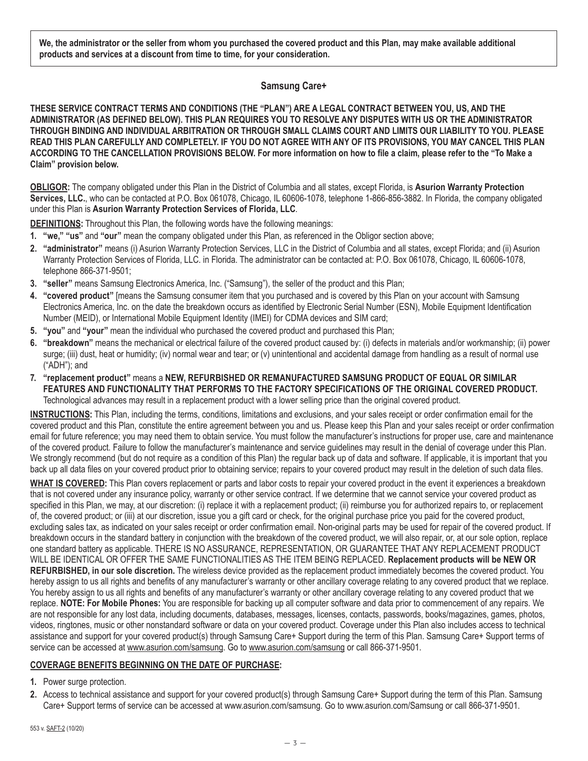**We, the administrator or the seller from whom you purchased the covered product and this Plan, may make available additional products and services at a discount from time to time, for your consideration.**

## Samsung Care+

**THESE SERVICE CONTRACT TERMS AND CONDITIONS (THE "PLAN") ARE A LEGAL CONTRACT BETWEEN YOU, US, AND THE ADMINISTRATOR (AS DEFINED BELOW). THIS PLAN REQUIRES YOU TO RESOLVE ANY DISPUTES WITH US OR THE ADMINISTRATOR THROUGH BINDING AND INDIVIDUAL ARBITRATION OR THROUGH SMALL CLAIMS COURT AND LIMITS OUR LIABILITY TO YOU. PLEASE READ THIS PLAN CAREFULLY AND COMPLETELY. IF YOU DO NOT AGREE WITH ANY OF ITS PROVISIONS, YOU MAY CANCEL THIS PLAN ACCORDING TO THE CANCELLATION PROVISIONS BELOW. For more information on how to file a claim, please refer to the "To Make a Claim" provision below.**

**OBLIGOR:** The company obligated under this Plan in the District of Columbia and all states, except Florida, is **Asurion Warranty Protection Services, LLC.**, who can be contacted at P.O. Box 061078, Chicago, IL 60606-1078, telephone 1-866-856-3882. In Florida, the company obligated under this Plan is **Asurion Warranty Protection Services of Florida, LLC**.

**DEFINITIONS:** Throughout this Plan, the following words have the following meanings:

1. **"we," "us"** and **"our"** mean the company obligated under this Plan, as referenced in the Obligor section above;
2. **"administrator"** means (i) Asurion Warranty Protection Services, LLC in the District of Columbia and all states, except Florida; and (ii) Asurion Warranty Protection Services of Florida, LLC. in Florida. The administrator can be contacted at: P.O. Box 061078, Chicago, IL 60606-1078, telephone 866-371-9501;
3. **"seller"** means Samsung Electronics America, Inc. ("Samsung"), the seller of the product and this Plan;
4. **"covered product"** [means the Samsung consumer item that you purchased and is covered by this Plan on your account with Samsung Electronics America, Inc. on the date the breakdown occurs as identified by Electronic Serial Number (ESN), Mobile Equipment Identification Number (MEID), or International Mobile Equipment Identity (IMEI) for CDMA devices and SIM card;
5. **"you"** and **"your"** mean the individual who purchased the covered product and purchased this Plan;
6. **"breakdown"** means the mechanical or electrical failure of the covered product caused by: (i) defects in materials and/or workmanship; (ii) power surge; (iii) dust, heat or humidity; (iv) normal wear and tear; or (v) unintentional and accidental damage from handling as a result of normal use ("ADH"); and
7. **"replacement product"** means a **NEW, REFURBISHED OR REMANUFACTURED SAMSUNG PRODUCT OF EQUAL OR SIMILAR FEATURES AND FUNCTIONALITY THAT PERFORMS TO THE FACTORY SPECIFICATIONS OF THE ORIGINAL COVERED PRODUCT.** Technological advances may result in a replacement product with a lower selling price than the original covered product.

**INSTRUCTIONS:** This Plan, including the terms, conditions, limitations and exclusions, and your sales receipt or order confirmation email for the covered product and this Plan, constitute the entire agreement between you and us. Please keep this Plan and your sales receipt or order confirmation email for future reference; you may need them to obtain service. You must follow the manufacturer's instructions for proper use, care and maintenance of the covered product. Failure to follow the manufacturer's maintenance and service guidelines may result in the denial of coverage under this Plan. We strongly recommend (but do not require as a condition of this Plan) the regular back up of data and software. If applicable, it is important that you back up all data files on your covered product prior to obtaining service; repairs to your covered product may result in the deletion of such data files.

**WHAT IS COVERED:** This Plan covers replacement or parts and labor costs to repair your covered product in the event it experiences a breakdown that is not covered under any insurance policy, warranty or other service contract. If we determine that we cannot service your covered product as specified in this Plan, we may, at our discretion: (i) replace it with a replacement product; (ii) reimburse you for authorized repairs to, or replacement of, the covered product; or (iii) at our discretion, issue you a gift card or check, for the original purchase price you paid for the covered product, excluding sales tax, as indicated on your sales receipt or order confirmation email. Non-original parts may be used for repair of the covered product. If breakdown occurs in the standard battery in conjunction with the breakdown of the covered product, we will also repair, or, at our sole option, replace one standard battery as applicable. THERE IS NO ASSURANCE, REPRESENTATION, OR GUARANTEE THAT ANY REPLACEMENT PRODUCT WILL BE IDENTICAL OR OFFER THE SAME FUNCTIONALITIES AS THE ITEM BEING REPLACED. **Replacement products will be NEW OR REFURBISHED, in our sole discretion.** The wireless device provided as the replacement product immediately becomes the covered product. You hereby assign to us all rights and benefits of any manufacturer's warranty or other ancillary coverage relating to any covered product that we replace. You hereby assign to us all rights and benefits of any manufacturer's warranty or other ancillary coverage relating to any covered product that we replace. **NOTE: For Mobile Phones:** You are responsible for backing up all computer software and data prior to commencement of any repairs. We are not responsible for any lost data, including documents, databases, messages, licenses, contacts, passwords, books/magazines, games, photos, videos, ringtones, music or other nonstandard software or data on your covered product. Coverage under this Plan also includes access to technical assistance and support for your covered product(s) through Samsung Care+ Support during the term of this Plan. Samsung Care+ Support terms of service can be accessed at www.asurion.com/samsung. Go to www.asurion.com/samsung or call 866-371-9501.

**COVERAGE BENEFITS BEGINNING ON THE DATE OF PURCHASE:**

1. Power surge protection.
2. Access to technical assistance and support for your covered product(s) through Samsung Care+ Support during the term of this Plan. Samsung Care+ Support terms of service can be accessed at www.asurion.com/samsung. Go to www.asurion.com/Samsung or call 866-371-9501.

553 v. SAFT-2 (10/20)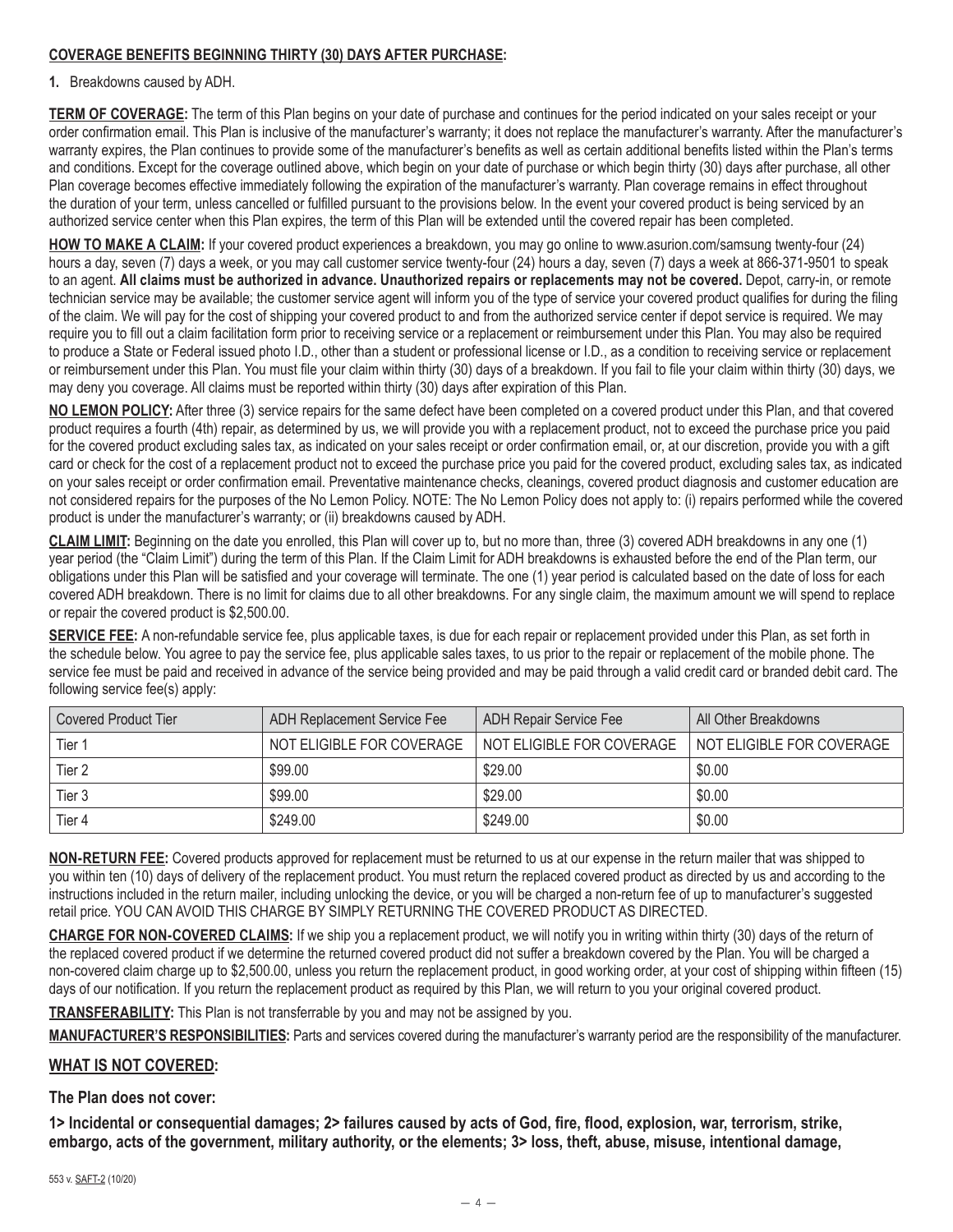**COVERAGE BENEFITS BEGINNING THIRTY (30) DAYS AFTER PURCHASE:**

**1.** Breakdowns caused by ADH.

**TERM OF COVERAGE:** The term of this Plan begins on your date of purchase and continues for the period indicated on your sales receipt or your order confirmation email. This Plan is inclusive of the manufacturer's warranty; it does not replace the manufacturer's warranty. After the manufacturer's warranty expires, the Plan continues to provide some of the manufacturer's benefits as well as certain additional benefits listed within the Plan's terms and conditions. Except for the coverage outlined above, which begin on your date of purchase or which begin thirty (30) days after purchase, all other Plan coverage becomes effective immediately following the expiration of the manufacturer's warranty. Plan coverage remains in effect throughout the duration of your term, unless cancelled or fulfilled pursuant to the provisions below. In the event your covered product is being serviced by an authorized service center when this Plan expires, the term of this Plan will be extended until the covered repair has been completed.

**HOW TO MAKE A CLAIM:** If your covered product experiences a breakdown, you may go online to www.asurion.com/samsung twenty-four (24) hours a day, seven (7) days a week, or you may call customer service twenty-four (24) hours a day, seven (7) days a week at 866-371-9501 to speak to an agent. **All claims must be authorized in advance. Unauthorized repairs or replacements may not be covered.** Depot, carry-in, or remote technician service may be available; the customer service agent will inform you of the type of service your covered product qualifies for during the filing of the claim. We will pay for the cost of shipping your covered product to and from the authorized service center if depot service is required. We may require you to fill out a claim facilitation form prior to receiving service or a replacement or reimbursement under this Plan. You may also be required to produce a State or Federal issued photo I.D., other than a student or professional license or I.D., as a condition to receiving service or replacement or reimbursement under this Plan. You must file your claim within thirty (30) days of a breakdown. If you fail to file your claim within thirty (30) days, we may deny you coverage. All claims must be reported within thirty (30) days after expiration of this Plan.

**NO LEMON POLICY:** After three (3) service repairs for the same defect have been completed on a covered product under this Plan, and that covered product requires a fourth (4th) repair, as determined by us, we will provide you with a replacement product, not to exceed the purchase price you paid for the covered product excluding sales tax, as indicated on your sales receipt or order confirmation email, or, at our discretion, provide you with a gift card or check for the cost of a replacement product not to exceed the purchase price you paid for the covered product, excluding sales tax, as indicated on your sales receipt or order confirmation email. Preventative maintenance checks, cleanings, covered product diagnosis and customer education are not considered repairs for the purposes of the No Lemon Policy. NOTE: The No Lemon Policy does not apply to: (i) repairs performed while the covered product is under the manufacturer's warranty; or (ii) breakdowns caused by ADH.

**CLAIM LIMIT:** Beginning on the date you enrolled, this Plan will cover up to, but no more than, three (3) covered ADH breakdowns in any one (1) year period (the "Claim Limit") during the term of this Plan. If the Claim Limit for ADH breakdowns is exhausted before the end of the Plan term, our obligations under this Plan will be satisfied and your coverage will terminate. The one (1) year period is calculated based on the date of loss for each covered ADH breakdown. There is no limit for claims due to all other breakdowns. For any single claim, the maximum amount we will spend to replace or repair the covered product is $2,500.00.

**SERVICE FEE:** A non-refundable service fee, plus applicable taxes, is due for each repair or replacement provided under this Plan, as set forth in the schedule below. You agree to pay the service fee, plus applicable sales taxes, to us prior to the repair or replacement of the mobile phone. The service fee must be paid and received in advance of the service being provided and may be paid through a valid credit card or branded debit card. The following service fee(s) apply:

| Covered Product Tier | ADH Replacement Service Fee | ADH Repair Service Fee | All Other Breakdowns |
|---|---|---|---|
| Tier 1 | NOT ELIGIBLE FOR COVERAGE | NOT ELIGIBLE FOR COVERAGE | NOT ELIGIBLE FOR COVERAGE |
| Tier 2 | $99.00 | $29.00 | $0.00 |
| Tier 3 | $99.00 | $29.00 | $0.00 |
| Tier 4 | $249.00 | $249.00 | $0.00 |

**NON-RETURN FEE:** Covered products approved for replacement must be returned to us at our expense in the return mailer that was shipped to you within ten (10) days of delivery of the replacement product. You must return the replaced covered product as directed by us and according to the instructions included in the return mailer, including unlocking the device, or you will be charged a non-return fee of up to manufacturer's suggested retail price. YOU CAN AVOID THIS CHARGE BY SIMPLY RETURNING THE COVERED PRODUCT AS DIRECTED.

**CHARGE FOR NON-COVERED CLAIMS:** If we ship you a replacement product, we will notify you in writing within thirty (30) days of the return of the replaced covered product if we determine the returned covered product did not suffer a breakdown covered by the Plan. You will be charged a non-covered claim charge up to $2,500.00, unless you return the replacement product, in good working order, at your cost of shipping within fifteen (15) days of our notification. If you return the replacement product as required by this Plan, we will return to you your original covered product.

**TRANSFERABILITY:** This Plan is not transferrable by you and may not be assigned by you.

**MANUFACTURER'S RESPONSIBILITIES:** Parts and services covered during the manufacturer's warranty period are the responsibility of the manufacturer.

## WHAT IS NOT COVERED:

**The Plan does not cover:**

**1> Incidental or consequential damages; 2> failures caused by acts of God, fire, flood, explosion, war, terrorism, strike, embargo, acts of the government, military authority, or the elements; 3> loss, theft, abuse, misuse, intentional damage,**

553 v. SAFT-2 (10/20)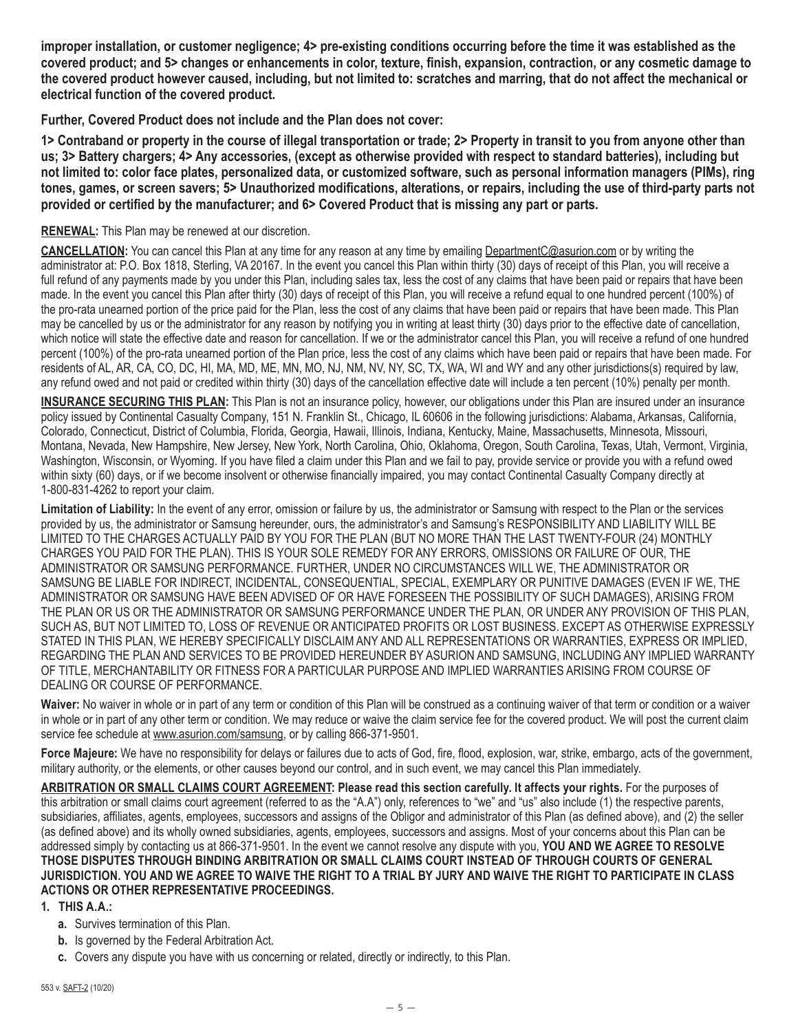**improper installation, or customer negligence; 4> pre-existing conditions occurring before the time it was established as the covered product; and 5> changes or enhancements in color, texture, finish, expansion, contraction, or any cosmetic damage to the covered product however caused, including, but not limited to: scratches and marring, that do not affect the mechanical or electrical function of the covered product.**

**Further, Covered Product does not include and the Plan does not cover:**

**1> Contraband or property in the course of illegal transportation or trade; 2> Property in transit to you from anyone other than us; 3> Battery chargers; 4> Any accessories, (except as otherwise provided with respect to standard batteries), including but not limited to: color face plates, personalized data, or customized software, such as personal information managers (PIMs), ring tones, games, or screen savers; 5> Unauthorized modifications, alterations, or repairs, including the use of third-party parts not provided or certified by the manufacturer; and 6> Covered Product that is missing any part or parts.**

**RENEWAL:** This Plan may be renewed at our discretion.

**CANCELLATION:** You can cancel this Plan at any time for any reason at any time by emailing DepartmentC@asurion.com or by writing the administrator at: P.O. Box 1818, Sterling, VA 20167. In the event you cancel this Plan within thirty (30) days of receipt of this Plan, you will receive a full refund of any payments made by you under this Plan, including sales tax, less the cost of any claims that have been paid or repairs that have been made. In the event you cancel this Plan after thirty (30) days of receipt of this Plan, you will receive a refund equal to one hundred percent (100%) of the pro-rata unearned portion of the price paid for the Plan, less the cost of any claims that have been paid or repairs that have been made. This Plan may be cancelled by us or the administrator for any reason by notifying you in writing at least thirty (30) days prior to the effective date of cancellation, which notice will state the effective date and reason for cancellation. If we or the administrator cancel this Plan, you will receive a refund of one hundred percent (100%) of the pro-rata unearned portion of the Plan price, less the cost of any claims which have been paid or repairs that have been made. For residents of AL, AR, CA, CO, DC, HI, MA, MD, ME, MN, MO, NJ, NM, NV, NY, SC, TX, WA, WI and WY and any other jurisdictions(s) required by law, any refund owed and not paid or credited within thirty (30) days of the cancellation effective date will include a ten percent (10%) penalty per month.

**INSURANCE SECURING THIS PLAN:** This Plan is not an insurance policy, however, our obligations under this Plan are insured under an insurance policy issued by Continental Casualty Company, 151 N. Franklin St., Chicago, IL 60606 in the following jurisdictions: Alabama, Arkansas, California, Colorado, Connecticut, District of Columbia, Florida, Georgia, Hawaii, Illinois, Indiana, Kentucky, Maine, Massachusetts, Minnesota, Missouri, Montana, Nevada, New Hampshire, New Jersey, New York, North Carolina, Ohio, Oklahoma, Oregon, South Carolina, Texas, Utah, Vermont, Virginia, Washington, Wisconsin, or Wyoming. If you have filed a claim under this Plan and we fail to pay, provide service or provide you with a refund owed within sixty (60) days, or if we become insolvent or otherwise financially impaired, you may contact Continental Casualty Company directly at 1-800-831-4262 to report your claim.

**Limitation of Liability:** In the event of any error, omission or failure by us, the administrator or Samsung with respect to the Plan or the services provided by us, the administrator or Samsung hereunder, ours, the administrator's and Samsung's RESPONSIBILITY AND LIABILITY WILL BE LIMITED TO THE CHARGES ACTUALLY PAID BY YOU FOR THE PLAN (BUT NO MORE THAN THE LAST TWENTY-FOUR (24) MONTHLY CHARGES YOU PAID FOR THE PLAN). THIS IS YOUR SOLE REMEDY FOR ANY ERRORS, OMISSIONS OR FAILURE OF OUR, THE ADMINISTRATOR OR SAMSUNG PERFORMANCE. FURTHER, UNDER NO CIRCUMSTANCES WILL WE, THE ADMINISTRATOR OR SAMSUNG BE LIABLE FOR INDIRECT, INCIDENTAL, CONSEQUENTIAL, SPECIAL, EXEMPLARY OR PUNITIVE DAMAGES (EVEN IF WE, THE ADMINISTRATOR OR SAMSUNG HAVE BEEN ADVISED OF OR HAVE FORESEEN THE POSSIBILITY OF SUCH DAMAGES), ARISING FROM THE PLAN OR US OR THE ADMINISTRATOR OR SAMSUNG PERFORMANCE UNDER THE PLAN, OR UNDER ANY PROVISION OF THIS PLAN, SUCH AS, BUT NOT LIMITED TO, LOSS OF REVENUE OR ANTICIPATED PROFITS OR LOST BUSINESS. EXCEPT AS OTHERWISE EXPRESSLY STATED IN THIS PLAN, WE HEREBY SPECIFICALLY DISCLAIM ANY AND ALL REPRESENTATIONS OR WARRANTIES, EXPRESS OR IMPLIED, REGARDING THE PLAN AND SERVICES TO BE PROVIDED HEREUNDER BY ASURION AND SAMSUNG, INCLUDING ANY IMPLIED WARRANTY OF TITLE, MERCHANTABILITY OR FITNESS FOR A PARTICULAR PURPOSE AND IMPLIED WARRANTIES ARISING FROM COURSE OF DEALING OR COURSE OF PERFORMANCE.

**Waiver:** No waiver in whole or in part of any term or condition of this Plan will be construed as a continuing waiver of that term or condition or a waiver in whole or in part of any other term or condition. We may reduce or waive the claim service fee for the covered product. We will post the current claim service fee schedule at www.asurion.com/samsung, or by calling 866-371-9501.

**Force Majeure:** We have no responsibility for delays or failures due to acts of God, fire, flood, explosion, war, strike, embargo, acts of the government, military authority, or the elements, or other causes beyond our control, and in such event, we may cancel this Plan immediately.

**ARBITRATION OR SMALL CLAIMS COURT AGREEMENT: Please read this section carefully. It affects your rights.** For the purposes of this arbitration or small claims court agreement (referred to as the "A.A") only, references to "we" and "us" also include (1) the respective parents, subsidiaries, affiliates, agents, employees, successors and assigns of the Obligor and administrator of this Plan (as defined above), and (2) the seller (as defined above) and its wholly owned subsidiaries, agents, employees, successors and assigns. Most of your concerns about this Plan can be addressed simply by contacting us at 866-371-9501. In the event we cannot resolve any dispute with you, **YOU AND WE AGREE TO RESOLVE THOSE DISPUTES THROUGH BINDING ARBITRATION OR SMALL CLAIMS COURT INSTEAD OF THROUGH COURTS OF GENERAL JURISDICTION. YOU AND WE AGREE TO WAIVE THE RIGHT TO A TRIAL BY JURY AND WAIVE THE RIGHT TO PARTICIPATE IN CLASS ACTIONS OR OTHER REPRESENTATIVE PROCEEDINGS.**

1. **THIS A.A.:**
   - **a.** Survives termination of this Plan.
   - **b.** Is governed by the Federal Arbitration Act.
   - **c.** Covers any dispute you have with us concerning or related, directly or indirectly, to this Plan.

553 v. SAFT-2 (10/20)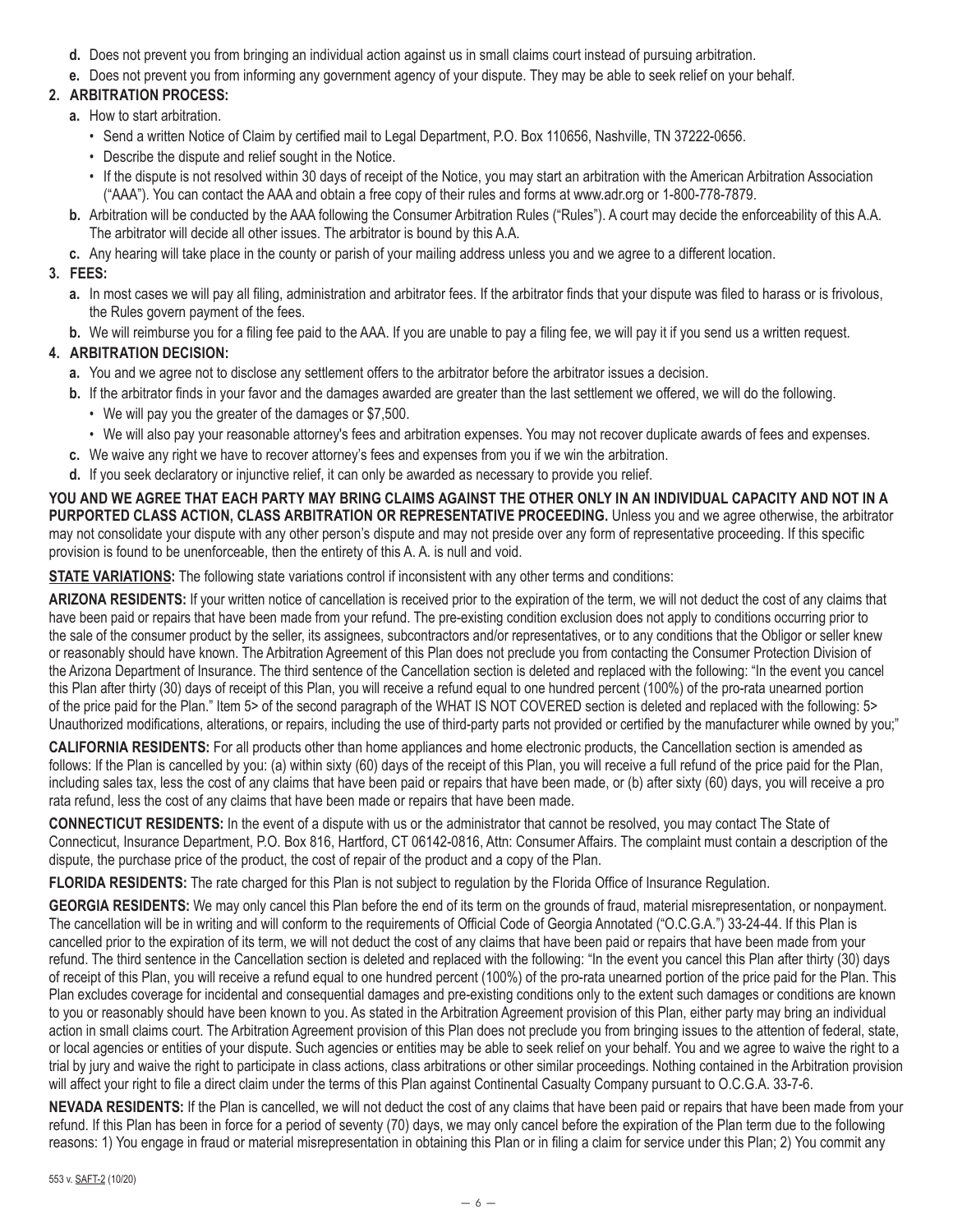**d.** Does not prevent you from bringing an individual action against us in small claims court instead of pursuing arbitration.

**e.** Does not prevent you from informing any government agency of your dispute. They may be able to seek relief on your behalf.

**2. ARBITRATION PROCESS:**

**a.** How to start arbitration.

- Send a written Notice of Claim by certified mail to Legal Department, P.O. Box 110656, Nashville, TN 37222-0656.
- Describe the dispute and relief sought in the Notice.
- If the dispute is not resolved within 30 days of receipt of the Notice, you may start an arbitration with the American Arbitration Association ("AAA"). You can contact the AAA and obtain a free copy of their rules and forms at www.adr.org or 1-800-778-7879.

**b.** Arbitration will be conducted by the AAA following the Consumer Arbitration Rules ("Rules"). A court may decide the enforceability of this A.A. The arbitrator will decide all other issues. The arbitrator is bound by this A.A.

**c.** Any hearing will take place in the county or parish of your mailing address unless you and we agree to a different location.

**3. FEES:**

**a.** In most cases we will pay all filing, administration and arbitrator fees. If the arbitrator finds that your dispute was filed to harass or is frivolous, the Rules govern payment of the fees.

**b.** We will reimburse you for a filing fee paid to the AAA. If you are unable to pay a filing fee, we will pay it if you send us a written request.

**4. ARBITRATION DECISION:**

**a.** You and we agree not to disclose any settlement offers to the arbitrator before the arbitrator issues a decision.

**b.** If the arbitrator finds in your favor and the damages awarded are greater than the last settlement we offered, we will do the following.

- We will pay you the greater of the damages or $7,500.
- We will also pay your reasonable attorney's fees and arbitration expenses. You may not recover duplicate awards of fees and expenses.

**c.** We waive any right we have to recover attorney's fees and expenses from you if we win the arbitration.

**d.** If you seek declaratory or injunctive relief, it can only be awarded as necessary to provide you relief.

**YOU AND WE AGREE THAT EACH PARTY MAY BRING CLAIMS AGAINST THE OTHER ONLY IN AN INDIVIDUAL CAPACITY AND NOT IN A PURPORTED CLASS ACTION, CLASS ARBITRATION OR REPRESENTATIVE PROCEEDING.** Unless you and we agree otherwise, the arbitrator may not consolidate your dispute with any other person's dispute and may not preside over any form of representative proceeding. If this specific provision is found to be unenforceable, then the entirety of this A. A. is null and void.

**STATE VARIATIONS:** The following state variations control if inconsistent with any other terms and conditions:

**ARIZONA RESIDENTS:** If your written notice of cancellation is received prior to the expiration of the term, we will not deduct the cost of any claims that have been paid or repairs that have been made from your refund. The pre-existing condition exclusion does not apply to conditions occurring prior to the sale of the consumer product by the seller, its assignees, subcontractors and/or representatives, or to any conditions that the Obligor or seller knew or reasonably should have known. The Arbitration Agreement of this Plan does not preclude you from contacting the Consumer Protection Division of the Arizona Department of Insurance. The third sentence of the Cancellation section is deleted and replaced with the following: "In the event you cancel this Plan after thirty (30) days of receipt of this Plan, you will receive a refund equal to one hundred percent (100%) of the pro-rata unearned portion of the price paid for the Plan." Item 5> of the second paragraph of the WHAT IS NOT COVERED section is deleted and replaced with the following: 5> Unauthorized modifications, alterations, or repairs, including the use of third-party parts not provided or certified by the manufacturer while owned by you;"

**CALIFORNIA RESIDENTS:** For all products other than home appliances and home electronic products, the Cancellation section is amended as follows: If the Plan is cancelled by you: (a) within sixty (60) days of the receipt of this Plan, you will receive a full refund of the price paid for the Plan, including sales tax, less the cost of any claims that have been paid or repairs that have been made, or (b) after sixty (60) days, you will receive a pro rata refund, less the cost of any claims that have been made or repairs that have been made.

**CONNECTICUT RESIDENTS:** In the event of a dispute with us or the administrator that cannot be resolved, you may contact The State of Connecticut, Insurance Department, P.O. Box 816, Hartford, CT 06142-0816, Attn: Consumer Affairs. The complaint must contain a description of the dispute, the purchase price of the product, the cost of repair of the product and a copy of the Plan.

**FLORIDA RESIDENTS:** The rate charged for this Plan is not subject to regulation by the Florida Office of Insurance Regulation.

**GEORGIA RESIDENTS:** We may only cancel this Plan before the end of its term on the grounds of fraud, material misrepresentation, or nonpayment. The cancellation will be in writing and will conform to the requirements of Official Code of Georgia Annotated ("O.C.G.A.") 33-24-44. If this Plan is cancelled prior to the expiration of its term, we will not deduct the cost of any claims that have been paid or repairs that have been made from your refund. The third sentence in the Cancellation section is deleted and replaced with the following: "In the event you cancel this Plan after thirty (30) days of receipt of this Plan, you will receive a refund equal to one hundred percent (100%) of the pro-rata unearned portion of the price paid for the Plan. This Plan excludes coverage for incidental and consequential damages and pre-existing conditions only to the extent such damages or conditions are known to you or reasonably should have been known to you. As stated in the Arbitration Agreement provision of this Plan, either party may bring an individual action in small claims court. The Arbitration Agreement provision of this Plan does not preclude you from bringing issues to the attention of federal, state, or local agencies or entities of your dispute. Such agencies or entities may be able to seek relief on your behalf. You and we agree to waive the right to a trial by jury and waive the right to participate in class actions, class arbitrations or other similar proceedings. Nothing contained in the Arbitration provision will affect your right to file a direct claim under the terms of this Plan against Continental Casualty Company pursuant to O.C.G.A. 33-7-6.

**NEVADA RESIDENTS:** If the Plan is cancelled, we will not deduct the cost of any claims that have been paid or repairs that have been made from your refund. If this Plan has been in force for a period of seventy (70) days, we may only cancel before the expiration of the Plan term due to the following reasons: 1) You engage in fraud or material misrepresentation in obtaining this Plan or in filing a claim for service under this Plan; 2) You commit any

553 v. SAFT-2 (10/20)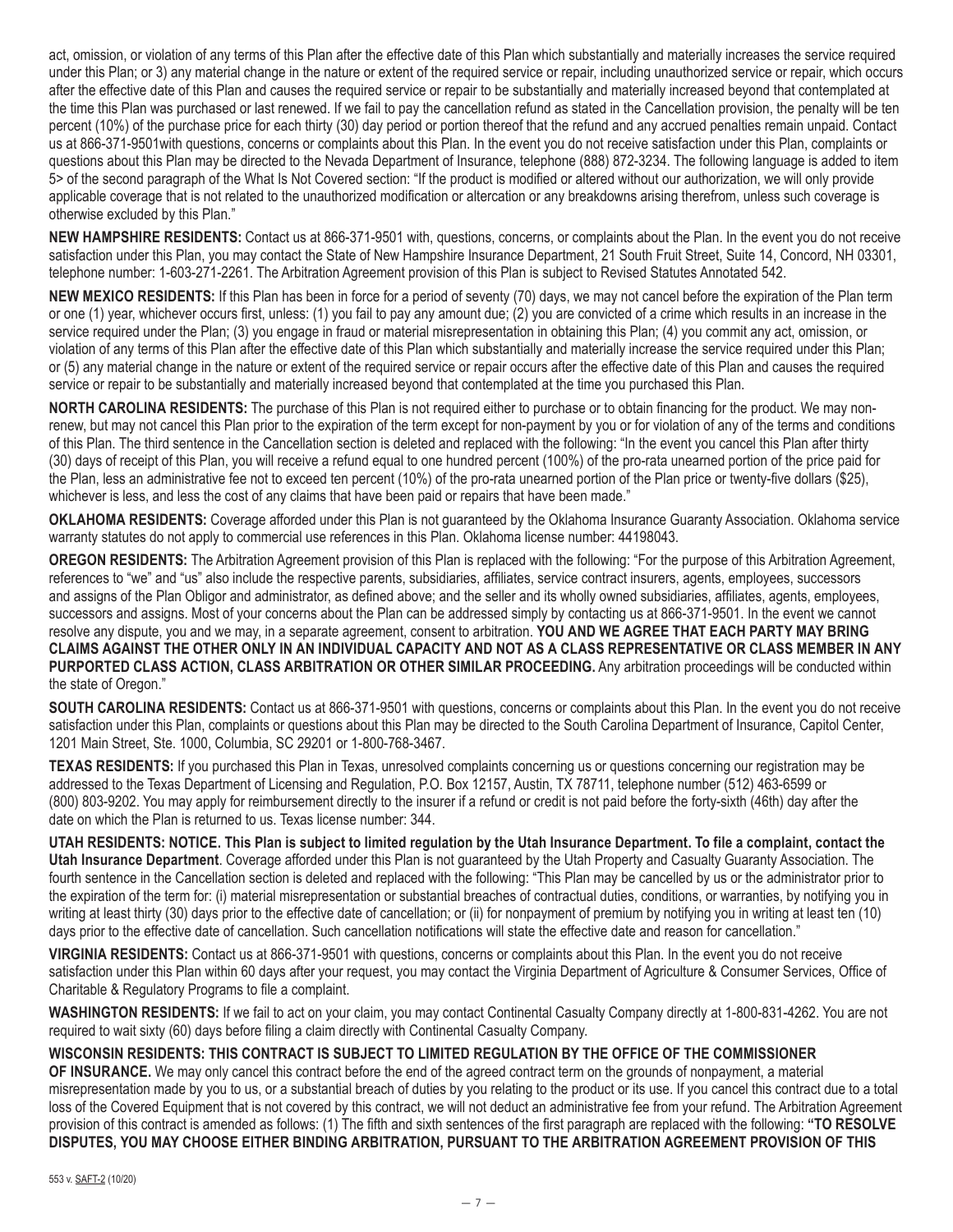act, omission, or violation of any terms of this Plan after the effective date of this Plan which substantially and materially increases the service required under this Plan; or 3) any material change in the nature or extent of the required service or repair, including unauthorized service or repair, which occurs after the effective date of this Plan and causes the required service or repair to be substantially and materially increased beyond that contemplated at the time this Plan was purchased or last renewed. If we fail to pay the cancellation refund as stated in the Cancellation provision, the penalty will be ten percent (10%) of the purchase price for each thirty (30) day period or portion thereof that the refund and any accrued penalties remain unpaid. Contact us at 866-371-9501with questions, concerns or complaints about this Plan. In the event you do not receive satisfaction under this Plan, complaints or questions about this Plan may be directed to the Nevada Department of Insurance, telephone (888) 872-3234. The following language is added to item 5> of the second paragraph of the What Is Not Covered section: "If the product is modified or altered without our authorization, we will only provide applicable coverage that is not related to the unauthorized modification or altercation or any breakdowns arising therefrom, unless such coverage is otherwise excluded by this Plan."

**NEW HAMPSHIRE RESIDENTS:** Contact us at 866-371-9501 with, questions, concerns, or complaints about the Plan. In the event you do not receive satisfaction under this Plan, you may contact the State of New Hampshire Insurance Department, 21 South Fruit Street, Suite 14, Concord, NH 03301, telephone number: 1-603-271-2261. The Arbitration Agreement provision of this Plan is subject to Revised Statutes Annotated 542.

**NEW MEXICO RESIDENTS:** If this Plan has been in force for a period of seventy (70) days, we may not cancel before the expiration of the Plan term or one (1) year, whichever occurs first, unless: (1) you fail to pay any amount due; (2) you are convicted of a crime which results in an increase in the service required under the Plan; (3) you engage in fraud or material misrepresentation in obtaining this Plan; (4) you commit any act, omission, or violation of any terms of this Plan after the effective date of this Plan which substantially and materially increase the service required under this Plan; or (5) any material change in the nature or extent of the required service or repair occurs after the effective date of this Plan and causes the required service or repair to be substantially and materially increased beyond that contemplated at the time you purchased this Plan.

**NORTH CAROLINA RESIDENTS:** The purchase of this Plan is not required either to purchase or to obtain financing for the product. We may non-renew, but may not cancel this Plan prior to the expiration of the term except for non-payment by you or for violation of any of the terms and conditions of this Plan. The third sentence in the Cancellation section is deleted and replaced with the following: "In the event you cancel this Plan after thirty (30) days of receipt of this Plan, you will receive a refund equal to one hundred percent (100%) of the pro-rata unearned portion of the price paid for the Plan, less an administrative fee not to exceed ten percent (10%) of the pro-rata unearned portion of the Plan price or twenty-five dollars ($25), whichever is less, and less the cost of any claims that have been paid or repairs that have been made."

**OKLAHOMA RESIDENTS:** Coverage afforded under this Plan is not guaranteed by the Oklahoma Insurance Guaranty Association. Oklahoma service warranty statutes do not apply to commercial use references in this Plan. Oklahoma license number: 44198043.

**OREGON RESIDENTS:** The Arbitration Agreement provision of this Plan is replaced with the following: "For the purpose of this Arbitration Agreement, references to "we" and "us" also include the respective parents, subsidiaries, affiliates, service contract insurers, agents, employees, successors and assigns of the Plan Obligor and administrator, as defined above; and the seller and its wholly owned subsidiaries, affiliates, agents, employees, successors and assigns. Most of your concerns about the Plan can be addressed simply by contacting us at 866-371-9501. In the event we cannot resolve any dispute, you and we may, in a separate agreement, consent to arbitration. **YOU AND WE AGREE THAT EACH PARTY MAY BRING CLAIMS AGAINST THE OTHER ONLY IN AN INDIVIDUAL CAPACITY AND NOT AS A CLASS REPRESENTATIVE OR CLASS MEMBER IN ANY PURPORTED CLASS ACTION, CLASS ARBITRATION OR OTHER SIMILAR PROCEEDING.** Any arbitration proceedings will be conducted within the state of Oregon."

**SOUTH CAROLINA RESIDENTS:** Contact us at 866-371-9501 with questions, concerns or complaints about this Plan. In the event you do not receive satisfaction under this Plan, complaints or questions about this Plan may be directed to the South Carolina Department of Insurance, Capitol Center, 1201 Main Street, Ste. 1000, Columbia, SC 29201 or 1-800-768-3467.

**TEXAS RESIDENTS:** If you purchased this Plan in Texas, unresolved complaints concerning us or questions concerning our registration may be addressed to the Texas Department of Licensing and Regulation, P.O. Box 12157, Austin, TX 78711, telephone number (512) 463-6599 or (800) 803-9202. You may apply for reimbursement directly to the insurer if a refund or credit is not paid before the forty-sixth (46th) day after the date on which the Plan is returned to us. Texas license number: 344.

**UTAH RESIDENTS: NOTICE. This Plan is subject to limited regulation by the Utah Insurance Department. To file a complaint, contact the Utah Insurance Department**. Coverage afforded under this Plan is not guaranteed by the Utah Property and Casualty Guaranty Association. The fourth sentence in the Cancellation section is deleted and replaced with the following: "This Plan may be cancelled by us or the administrator prior to the expiration of the term for: (i) material misrepresentation or substantial breaches of contractual duties, conditions, or warranties, by notifying you in writing at least thirty (30) days prior to the effective date of cancellation; or (ii) for nonpayment of premium by notifying you in writing at least ten (10) days prior to the effective date of cancellation. Such cancellation notifications will state the effective date and reason for cancellation."

**VIRGINIA RESIDENTS:** Contact us at 866-371-9501 with questions, concerns or complaints about this Plan. In the event you do not receive satisfaction under this Plan within 60 days after your request, you may contact the Virginia Department of Agriculture & Consumer Services, Office of Charitable & Regulatory Programs to file a complaint.

**WASHINGTON RESIDENTS:** If we fail to act on your claim, you may contact Continental Casualty Company directly at 1-800-831-4262. You are not required to wait sixty (60) days before filing a claim directly with Continental Casualty Company.

**WISCONSIN RESIDENTS: THIS CONTRACT IS SUBJECT TO LIMITED REGULATION BY THE OFFICE OF THE COMMISSIONER OF INSURANCE.** We may only cancel this contract before the end of the agreed contract term on the grounds of nonpayment, a material misrepresentation made by you to us, or a substantial breach of duties by you relating to the product or its use. If you cancel this contract due to a total loss of the Covered Equipment that is not covered by this contract, we will not deduct an administrative fee from your refund. The Arbitration Agreement provision of this contract is amended as follows: (1) The fifth and sixth sentences of the first paragraph are replaced with the following: **"TO RESOLVE DISPUTES, YOU MAY CHOOSE EITHER BINDING ARBITRATION, PURSUANT TO THE ARBITRATION AGREEMENT PROVISION OF THIS**

553 v. SAFT-2 (10/20)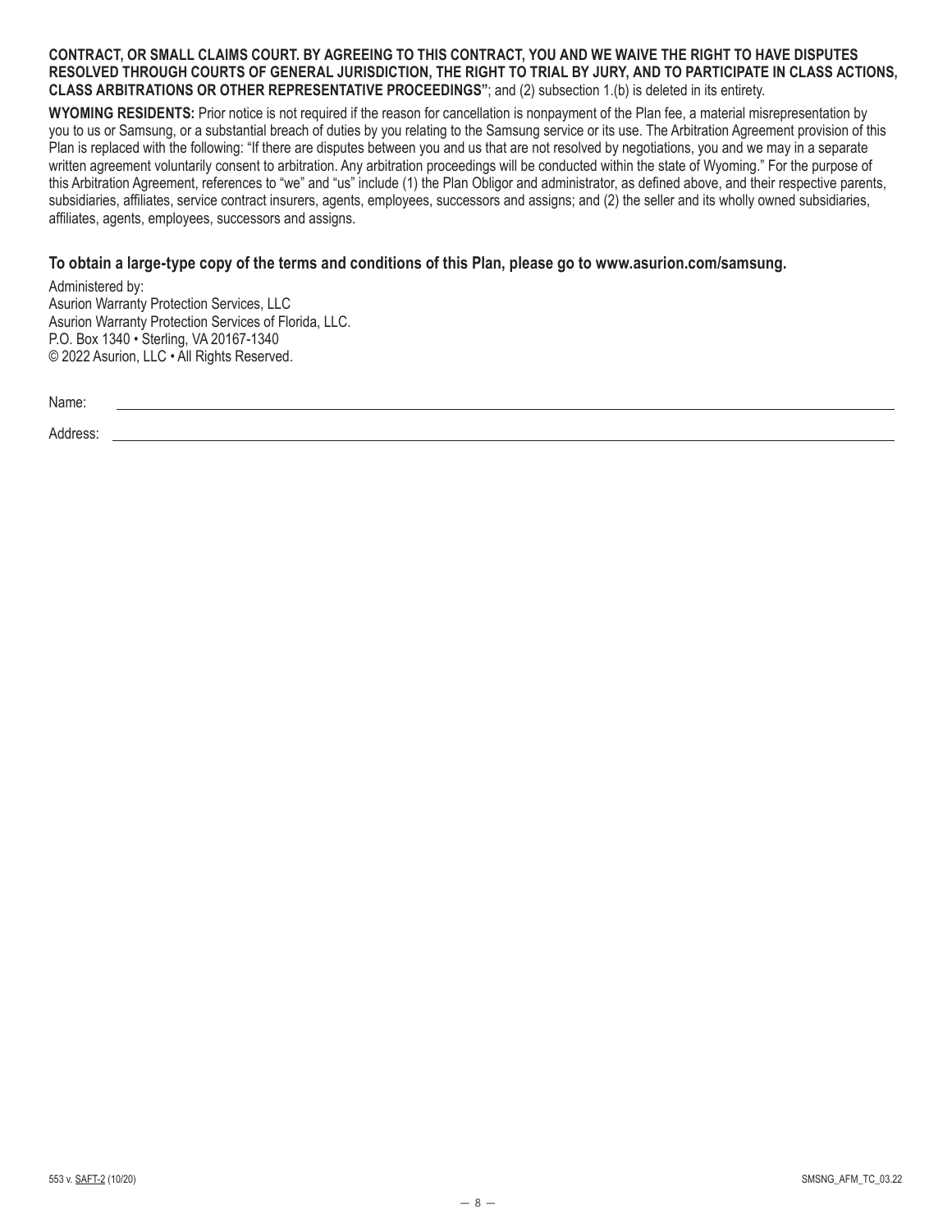**CONTRACT, OR SMALL CLAIMS COURT. BY AGREEING TO THIS CONTRACT, YOU AND WE WAIVE THE RIGHT TO HAVE DISPUTES RESOLVED THROUGH COURTS OF GENERAL JURISDICTION, THE RIGHT TO TRIAL BY JURY, AND TO PARTICIPATE IN CLASS ACTIONS, CLASS ARBITRATIONS OR OTHER REPRESENTATIVE PROCEEDINGS"**; and (2) subsection 1.(b) is deleted in its entirety.

**WYOMING RESIDENTS:** Prior notice is not required if the reason for cancellation is nonpayment of the Plan fee, a material misrepresentation by you to us or Samsung, or a substantial breach of duties by you relating to the Samsung service or its use. The Arbitration Agreement provision of this Plan is replaced with the following: "If there are disputes between you and us that are not resolved by negotiations, you and we may in a separate written agreement voluntarily consent to arbitration. Any arbitration proceedings will be conducted within the state of Wyoming." For the purpose of this Arbitration Agreement, references to "we" and "us" include (1) the Plan Obligor and administrator, as defined above, and their respective parents, subsidiaries, affiliates, service contract insurers, agents, employees, successors and assigns; and (2) the seller and its wholly owned subsidiaries, affiliates, agents, employees, successors and assigns.

**To obtain a large-type copy of the terms and conditions of this Plan, please go to www.asurion.com/samsung.**

Administered by:
Asurion Warranty Protection Services, LLC
Asurion Warranty Protection Services of Florida, LLC.
P.O. Box 1340 • Sterling, VA 20167-1340
© 2022 Asurion, LLC • All Rights Reserved.

Name: ______________________________

Address: ______________________________

553 v. SAFT-2 (10/20) SMSNG_AFM_TC_03.22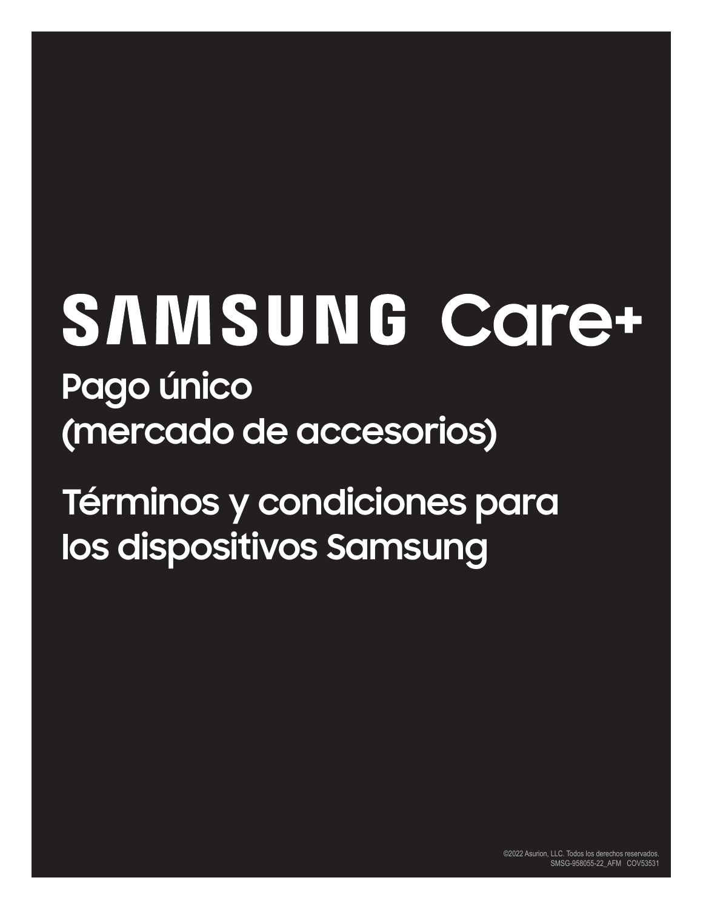# SAMSUNG Care+

## Pago único (mercado de accesorios)

## Términos y condiciones para los dispositivos Samsung

©2022 Asurion, LLC. Todos los derechos reservados.
SMSG-958055-22_AFM COV53531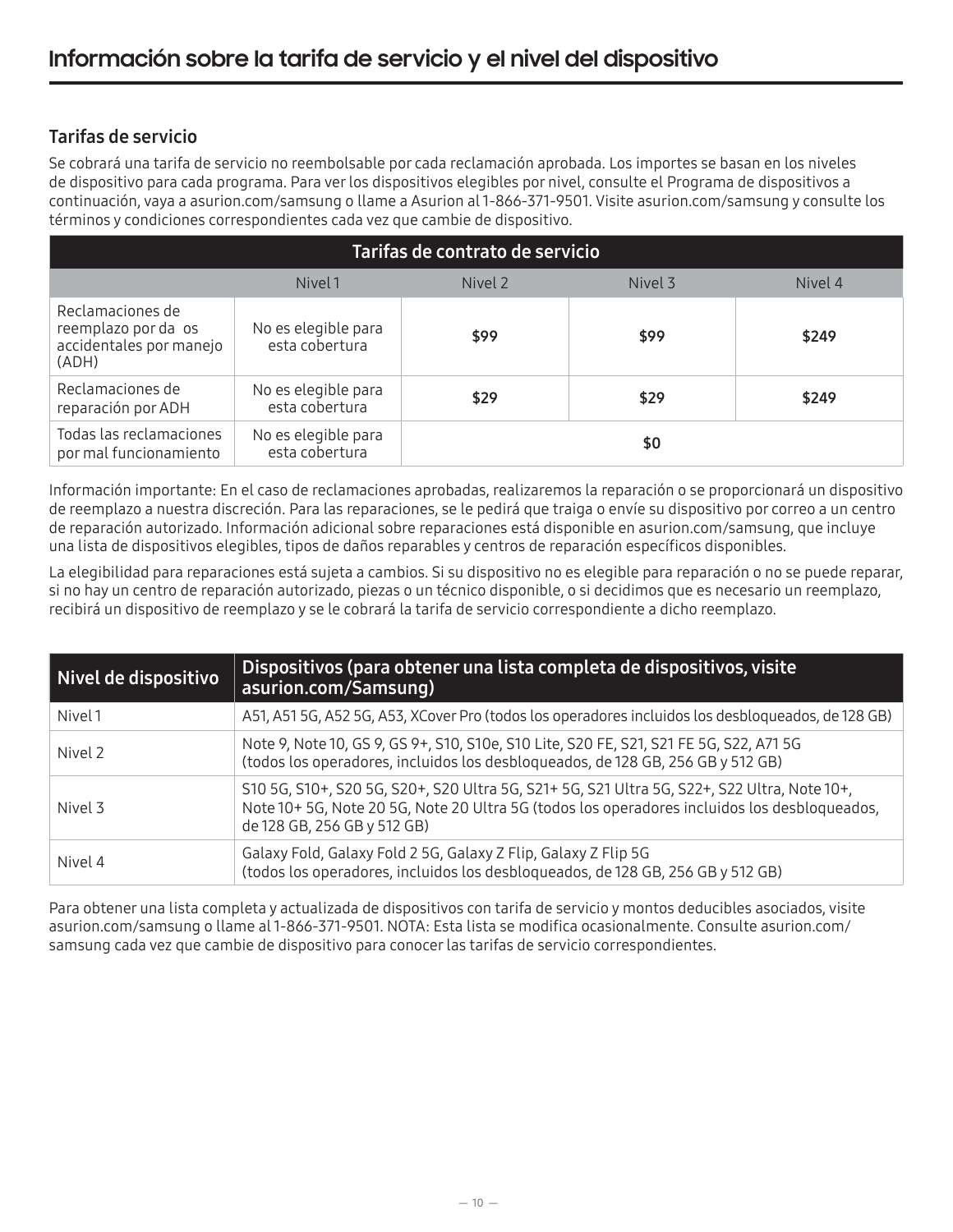# Información sobre la tarifa de servicio y el nivel del dispositivo

### Tarifas de servicio

Se cobrará una tarifa de servicio no reembolsable por cada reclamación aprobada. Los importes se basan en los niveles de dispositivo para cada programa. Para ver los dispositivos elegibles por nivel, consulte el Programa de dispositivos a continuación, vaya a asurion.com/samsung o llame a Asurion al 1-866-371-9501. Visite asurion.com/samsung y consulte los términos y condiciones correspondientes cada vez que cambie de dispositivo.

| Tarifas de contrato de servicio | | | | |
|---|---|---|---|---|
| | Nivel 1 | Nivel 2 | Nivel 3 | Nivel 4 |
| Reclamaciones de reemplazo por da os accidentales por manejo (ADH) | No es elegible para esta cobertura | **$99** | **$99** | **$249** |
| Reclamaciones de reparación por ADH | No es elegible para esta cobertura | **$29** | **$29** | **$249** |
| Todas las reclamaciones por mal funcionamiento | No es elegible para esta cobertura | **$0** | | |

Información importante: En el caso de reclamaciones aprobadas, realizaremos la reparación o se proporcionará un dispositivo de reemplazo a nuestra discreción. Para las reparaciones, se le pedirá que traiga o envíe su dispositivo por correo a un centro de reparación autorizado. Información adicional sobre reparaciones está disponible en asurion.com/samsung, que incluye una lista de dispositivos elegibles, tipos de daños reparables y centros de reparación específicos disponibles.

La elegibilidad para reparaciones está sujeta a cambios. Si su dispositivo no es elegible para reparación o no se puede reparar, si no hay un centro de reparación autorizado, piezas o un técnico disponible, o si decidimos que es necesario un reemplazo, recibirá un dispositivo de reemplazo y se le cobrará la tarifa de servicio correspondiente a dicho reemplazo.

| Nivel de dispositivo | Dispositivos (para obtener una lista completa de dispositivos, visite asurion.com/Samsung) |
|---|---|
| Nivel 1 | A51, A51 5G, A52 5G, A53, XCover Pro (todos los operadores incluidos los desbloqueados, de 128 GB) |
| Nivel 2 | Note 9, Note 10, GS 9, GS 9+, S10, S10e, S10 Lite, S20 FE, S21, S21 FE 5G, S22, A71 5G (todos los operadores, incluidos los desbloqueados, de 128 GB, 256 GB y 512 GB) |
| Nivel 3 | S10 5G, S10+, S20 5G, S20+, S20 Ultra 5G, S21+ 5G, S21 Ultra 5G, S22+, S22 Ultra, Note 10+, Note 10+ 5G, Note 20 5G, Note 20 Ultra 5G (todos los operadores incluidos los desbloqueados, de 128 GB, 256 GB y 512 GB) |
| Nivel 4 | Galaxy Fold, Galaxy Fold 2 5G, Galaxy Z Flip, Galaxy Z Flip 5G (todos los operadores, incluidos los desbloqueados, de 128 GB, 256 GB y 512 GB) |

Para obtener una lista completa y actualizada de dispositivos con tarifa de servicio y montos deducibles asociados, visite asurion.com/samsung o llame al 1-866-371-9501. NOTA: Esta lista se modifica ocasionalmente. Consulte asurion.com/samsung cada vez que cambie de dispositivo para conocer las tarifas de servicio correspondientes.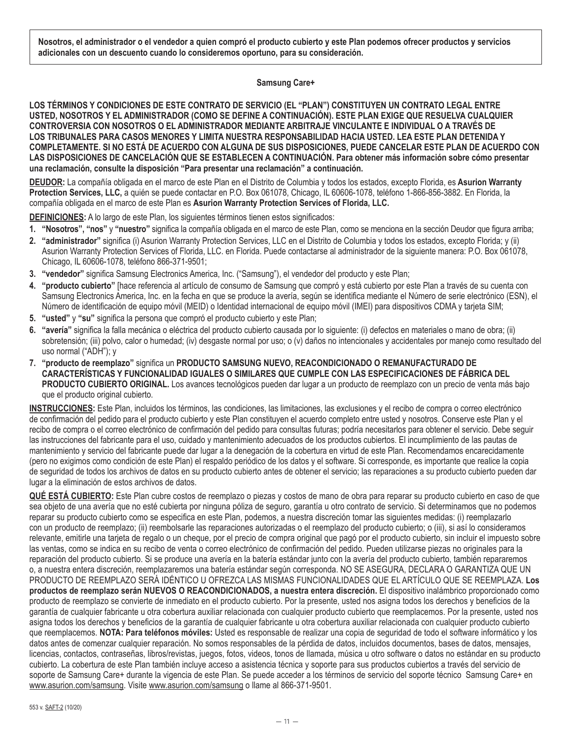**Nosotros, el administrador o el vendedor a quien compró el producto cubierto y este Plan podemos ofrecer productos y servicios adicionales con un descuento cuando lo consideremos oportuno, para su consideración.**

## Samsung Care+

**LOS TÉRMINOS Y CONDICIONES DE ESTE CONTRATO DE SERVICIO (EL "PLAN") CONSTITUYEN UN CONTRATO LEGAL ENTRE USTED, NOSOTROS Y EL ADMINISTRADOR (COMO SE DEFINE A CONTINUACIÓN). ESTE PLAN EXIGE QUE RESUELVA CUALQUIER CONTROVERSIA CON NOSOTROS O EL ADMINISTRADOR MEDIANTE ARBITRAJE VINCULANTE E INDIVIDUAL O A TRAVÉS DE LOS TRIBUNALES PARA CASOS MENORES Y LIMITA NUESTRA RESPONSABILIDAD HACIA USTED. LEA ESTE PLAN DETENIDA Y COMPLETAMENTE. SI NO ESTÁ DE ACUERDO CON ALGUNA DE SUS DISPOSICIONES, PUEDE CANCELAR ESTE PLAN DE ACUERDO CON LAS DISPOSICIONES DE CANCELACIÓN QUE SE ESTABLECEN A CONTINUACIÓN. Para obtener más información sobre cómo presentar una reclamación, consulte la disposición "Para presentar una reclamación" a continuación.**

**DEUDOR:** La compañía obligada en el marco de este Plan en el Distrito de Columbia y todos los estados, excepto Florida, es **Asurion Warranty Protection Services, LLC,** a quién se puede contactar en P.O. Box 061078, Chicago, IL 60606-1078, teléfono 1-866-856-3882. En Florida, la compañía obligada en el marco de este Plan es **Asurion Warranty Protection Services of Florida, LLC.**

**DEFINICIONES:** A lo largo de este Plan, los siguientes términos tienen estos significados:

1. **"Nosotros", "nos"** y **"nuestro"** significa la compañía obligada en el marco de este Plan, como se menciona en la sección Deudor que figura arriba;
2. **"administrador"** significa (i) Asurion Warranty Protection Services, LLC en el Distrito de Columbia y todos los estados, excepto Florida; y (ii) Asurion Warranty Protection Services of Florida, LLC. en Florida. Puede contactarse al administrador de la siguiente manera: P.O. Box 061078, Chicago, IL 60606-1078, teléfono 866-371-9501;
3. **"vendedor"** significa Samsung Electronics America, Inc. ("Samsung"), el vendedor del producto y este Plan;
4. **"producto cubierto"** [hace referencia al artículo de consumo de Samsung que compró y está cubierto por este Plan a través de su cuenta con Samsung Electronics America, Inc. en la fecha en que se produce la avería, según se identifica mediante el Número de serie electrónico (ESN), el Número de identificación de equipo móvil (MEID) o Identidad internacional de equipo móvil (IMEI) para dispositivos CDMA y tarjeta SIM;
5. **"usted"** y **"su"** significa la persona que compró el producto cubierto y este Plan;
6. **"avería"** significa la falla mecánica o eléctrica del producto cubierto causada por lo siguiente: (i) defectos en materiales o mano de obra; (ii) sobretensión; (iii) polvo, calor o humedad; (iv) desgaste normal por uso; o (v) daños no intencionales y accidentales por manejo como resultado del uso normal ("ADH"); y
7. **"producto de reemplazo"** significa un **PRODUCTO SAMSUNG NUEVO, REACONDICIONADO O REMANUFACTURADO DE CARACTERÍSTICAS Y FUNCIONALIDAD IGUALES O SIMILARES QUE CUMPLE CON LAS ESPECIFICACIONES DE FÁBRICA DEL PRODUCTO CUBIERTO ORIGINAL.** Los avances tecnológicos pueden dar lugar a un producto de reemplazo con un precio de venta más bajo que el producto original cubierto.

**INSTRUCCIONES:** Este Plan, incluidos los términos, las condiciones, las limitaciones, las exclusiones y el recibo de compra o correo electrónico de confirmación del pedido para el producto cubierto y este Plan constituyen el acuerdo completo entre usted y nosotros. Conserve este Plan y el recibo de compra o el correo electrónico de confirmación del pedido para consultas futuras; podría necesitarlos para obtener el servicio. Debe seguir las instrucciones del fabricante para el uso, cuidado y mantenimiento adecuados de los productos cubiertos. El incumplimiento de las pautas de mantenimiento y servicio del fabricante puede dar lugar a la denegación de la cobertura en virtud de este Plan. Recomendamos encarecidamente (pero no exigimos como condición de este Plan) el respaldo periódico de los datos y el software. Si corresponde, es importante que realice la copia de seguridad de todos los archivos de datos en su producto cubierto antes de obtener el servicio; las reparaciones a su producto cubierto pueden dar lugar a la eliminación de estos archivos de datos.

**QUÉ ESTÁ CUBIERTO:** Este Plan cubre costos de reemplazo o piezas y costos de mano de obra para reparar su producto cubierto en caso de que sea objeto de una avería que no esté cubierta por ninguna póliza de seguro, garantía u otro contrato de servicio. Si determinamos que no podemos reparar su producto cubierto como se especifica en este Plan, podemos, a nuestra discreción tomar las siguientes medidas: (i) reemplazarlo con un producto de reemplazo; (ii) reembolsarle las reparaciones autorizadas o el reemplazo del producto cubierto; o (iii), si así lo consideramos relevante, emitirle una tarjeta de regalo o un cheque, por el precio de compra original que pagó por el producto cubierto, sin incluir el impuesto sobre las ventas, como se indica en su recibo de venta o correo electrónico de confirmación del pedido. Pueden utilizarse piezas no originales para la reparación del producto cubierto. Si se produce una avería en la batería estándar junto con la avería del producto cubierto, también repararemos o, a nuestra entera discreción, reemplazaremos una batería estándar según corresponda. NO SE ASEGURA, DECLARA O GARANTIZA QUE UN PRODUCTO DE REEMPLAZO SERÁ IDÉNTICO U OFREZCA LAS MISMAS FUNCIONALIDADES QUE EL ARTÍCULO QUE SE REEMPLAZA. **Los productos de reemplazo serán NUEVOS O REACONDICIONADOS, a nuestra entera discreción.** El dispositivo inalámbrico proporcionado como producto de reemplazo se convierte de inmediato en el producto cubierto. Por la presente, usted nos asigna todos los derechos y beneficios de la garantía de cualquier fabricante u otra cobertura auxiliar relacionada con cualquier producto cubierto que reemplacemos. Por la presente, usted nos asigna todos los derechos y beneficios de la garantía de cualquier fabricante u otra cobertura auxiliar relacionada con cualquier producto cubierto que reemplacemos. **NOTA: Para teléfonos móviles:** Usted es responsable de realizar una copia de seguridad de todo el software informático y los datos antes de comenzar cualquier reparación. No somos responsables de la pérdida de datos, incluidos documentos, bases de datos, mensajes, licencias, contactos, contraseñas, libros/revistas, juegos, fotos, videos, tonos de llamada, música u otro software o datos no estándar en su producto cubierto. La cobertura de este Plan también incluye acceso a asistencia técnica y soporte para sus productos cubiertos a través del servicio de soporte de Samsung Care+ durante la vigencia de este Plan. Se puede acceder a los términos de servicio del soporte técnico Samsung Care+ en www.asurion.com/samsung. Visite www.asurion.com/samsung o llame al 866-371-9501.

553 v. SAFT-2 (10/20)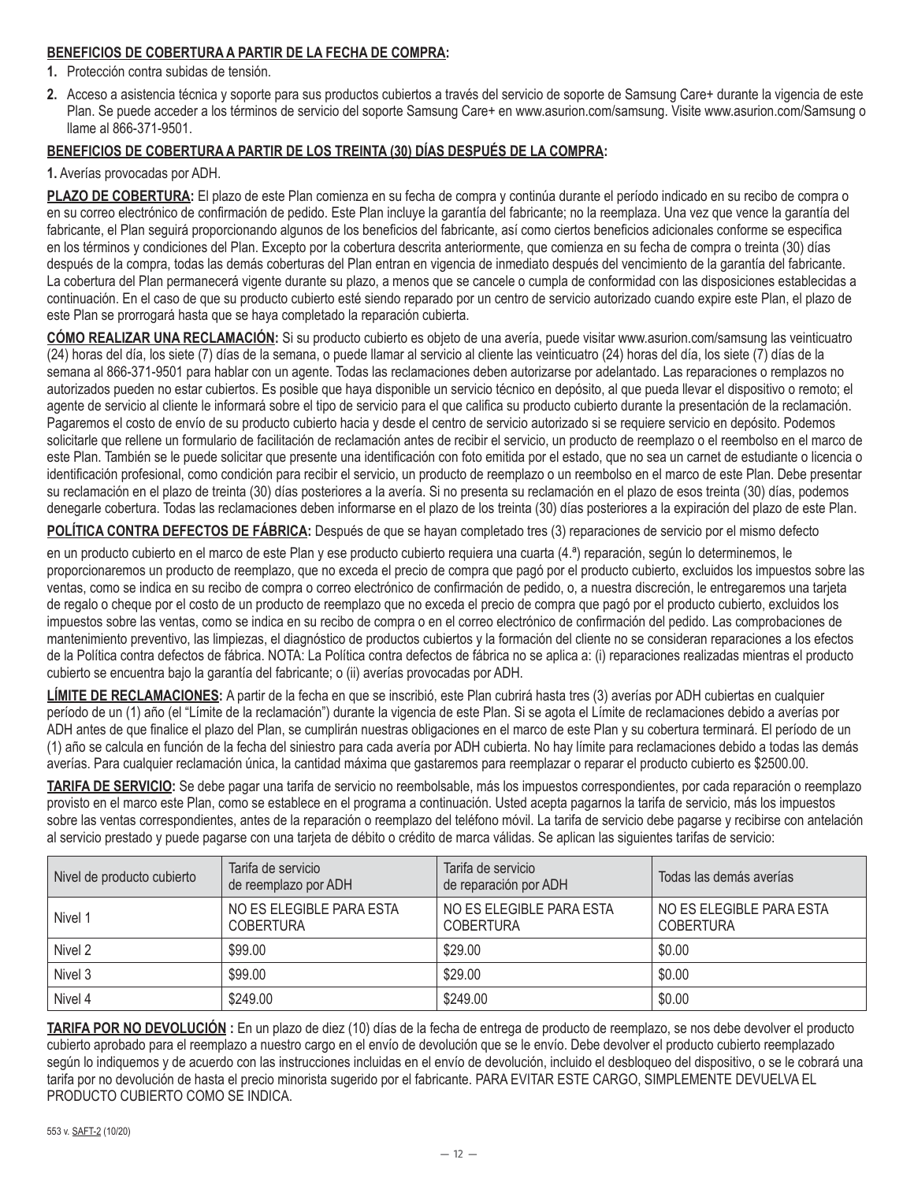**BENEFICIOS DE COBERTURA A PARTIR DE LA FECHA DE COMPRA:**

1. Protección contra subidas de tensión.
2. Acceso a asistencia técnica y soporte para sus productos cubiertos a través del servicio de soporte de Samsung Care+ durante la vigencia de este Plan. Se puede acceder a los términos de servicio del soporte Samsung Care+ en www.asurion.com/samsung. Visite www.asurion.com/Samsung o llame al 866-371-9501.

**BENEFICIOS DE COBERTURA A PARTIR DE LOS TREINTA (30) DÍAS DESPUÉS DE LA COMPRA:**

1. Averías provocadas por ADH.

**PLAZO DE COBERTURA:** El plazo de este Plan comienza en su fecha de compra y continúa durante el período indicado en su recibo de compra o en su correo electrónico de confirmación de pedido. Este Plan incluye la garantía del fabricante; no la reemplaza. Una vez que vence la garantía del fabricante, el Plan seguirá proporcionando algunos de los beneficios del fabricante, así como ciertos beneficios adicionales conforme se especifica en los términos y condiciones del Plan. Excepto por la cobertura descrita anteriormente, que comienza en su fecha de compra o treinta (30) días después de la compra, todas las demás coberturas del Plan entran en vigencia de inmediato después del vencimiento de la garantía del fabricante. La cobertura del Plan permanecerá vigente durante su plazo, a menos que se cancele o cumpla de conformidad con las disposiciones establecidas a continuación. En el caso de que su producto cubierto esté siendo reparado por un centro de servicio autorizado cuando expire este Plan, el plazo de este Plan se prorrogará hasta que se haya completado la reparación cubierta.

**CÓMO REALIZAR UNA RECLAMACIÓN:** Si su producto cubierto es objeto de una avería, puede visitar www.asurion.com/samsung las veinticuatro (24) horas del día, los siete (7) días de la semana, o puede llamar al servicio al cliente las veinticuatro (24) horas del día, los siete (7) días de la semana al 866-371-9501 para hablar con un agente. Todas las reclamaciones deben autorizarse por adelantado. Las reparaciones o remplazos no autorizados pueden no estar cubiertos. Es posible que haya disponible un servicio técnico en depósito, al que pueda llevar el dispositivo o remoto; el agente de servicio al cliente le informará sobre el tipo de servicio para el que califica su producto cubierto durante la presentación de la reclamación. Pagaremos el costo de envío de su producto cubierto hacia y desde el centro de servicio autorizado si se requiere servicio en depósito. Podemos solicitarle que rellene un formulario de facilitación de reclamación antes de recibir el servicio, un producto de reemplazo o el reembolso en el marco de este Plan. También se le puede solicitar que presente una identificación con foto emitida por el estado, que no sea un carnet de estudiante o licencia o identificación profesional, como condición para recibir el servicio, un producto de reemplazo o un reembolso en el marco de este Plan. Debe presentar su reclamación en el plazo de treinta (30) días posteriores a la avería. Si no presenta su reclamación en el plazo de esos treinta (30) días, podemos denegarle cobertura. Todas las reclamaciones deben informarse en el plazo de los treinta (30) días posteriores a la expiración del plazo de este Plan.

**POLÍTICA CONTRA DEFECTOS DE FÁBRICA:** Después de que se hayan completado tres (3) reparaciones de servicio por el mismo defecto en un producto cubierto en el marco de este Plan y ese producto cubierto requiera una cuarta (4.ª) reparación, según lo determinemos, le proporcionaremos un producto de reemplazo, que no exceda el precio de compra que pagó por el producto cubierto, excluidos los impuestos sobre las ventas, como se indica en su recibo de compra o correo electrónico de confirmación de pedido, o, a nuestra discreción, le entregaremos una tarjeta de regalo o cheque por el costo de un producto de reemplazo que no exceda el precio de compra que pagó por el producto cubierto, excluidos los impuestos sobre las ventas, como se indica en su recibo de compra o en el correo electrónico de confirmación del pedido. Las comprobaciones de mantenimiento preventivo, las limpiezas, el diagnóstico de productos cubiertos y la formación del cliente no se consideran reparaciones a los efectos de la Política contra defectos de fábrica. NOTA: La Política contra defectos de fábrica no se aplica a: (i) reparaciones realizadas mientras el producto cubierto se encuentra bajo la garantía del fabricante; o (ii) averías provocadas por ADH.

**LÍMITE DE RECLAMACIONES:** A partir de la fecha en que se inscribió, este Plan cubrirá hasta tres (3) averías por ADH cubiertas en cualquier período de un (1) año (el "Límite de la reclamación") durante la vigencia de este Plan. Si se agota el Límite de reclamaciones debido a averías por ADH antes de que finalice el plazo del Plan, se cumplirán nuestras obligaciones en el marco de este Plan y su cobertura terminará. El período de un (1) año se calcula en función de la fecha del siniestro para cada avería por ADH cubierta. No hay límite para reclamaciones debido a todas las demás averías. Para cualquier reclamación única, la cantidad máxima que gastaremos para reemplazar o reparar el producto cubierto es $2500.00.

**TARIFA DE SERVICIO:** Se debe pagar una tarifa de servicio no reembolsable, más los impuestos correspondientes, por cada reparación o reemplazo provisto en el marco este Plan, como se establece en el programa a continuación. Usted acepta pagarnos la tarifa de servicio, más los impuestos sobre las ventas correspondientes, antes de la reparación o reemplazo del teléfono móvil. La tarifa de servicio debe pagarse y recibirse con antelación al servicio prestado y puede pagarse con una tarjeta de débito o crédito de marca válidas. Se aplican las siguientes tarifas de servicio:

| Nivel de producto cubierto | Tarifa de servicio de reemplazo por ADH | Tarifa de servicio de reparación por ADH | Todas las demás averías |
|---|---|---|---|
| Nivel 1 | NO ES ELEGIBLE PARA ESTA COBERTURA | NO ES ELEGIBLE PARA ESTA COBERTURA | NO ES ELEGIBLE PARA ESTA COBERTURA |
| Nivel 2 | $99.00 | $29.00 | $0.00 |
| Nivel 3 | $99.00 | $29.00 | $0.00 |
| Nivel 4 | $249.00 | $249.00 | $0.00 |

**TARIFA POR NO DEVOLUCIÓN :** En un plazo de diez (10) días de la fecha de entrega de producto de reemplazo, se nos debe devolver el producto cubierto aprobado para el reemplazo a nuestro cargo en el envío de devolución que se le envío. Debe devolver el producto cubierto reemplazado según lo indiquemos y de acuerdo con las instrucciones incluidas en el envío de devolución, incluido el desbloqueo del dispositivo, o se le cobrará una tarifa por no devolución de hasta el precio minorista sugerido por el fabricante. PARA EVITAR ESTE CARGO, SIMPLEMENTE DEVUELVA EL PRODUCTO CUBIERTO COMO SE INDICA.

553 v. SAFT-2 (10/20)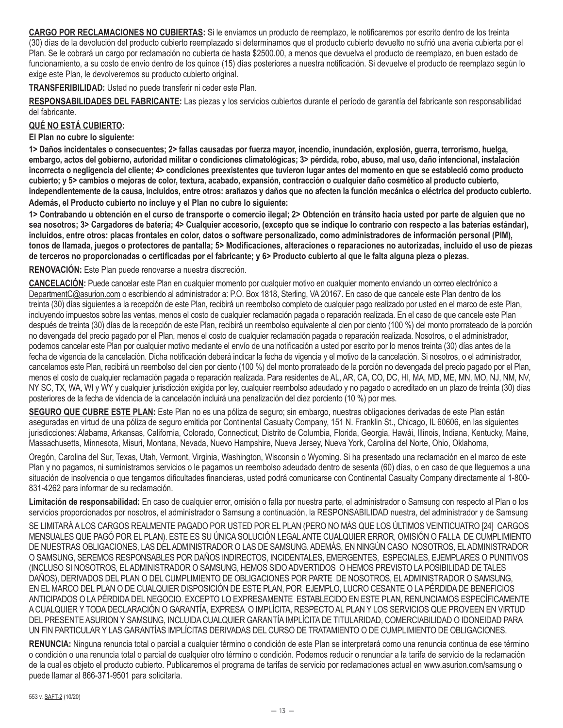**CARGO POR RECLAMACIONES NO CUBIERTAS:** Si le enviamos un producto de reemplazo, le notificaremos por escrito dentro de los treinta (30) días de la devolución del producto cubierto reemplazado si determinamos que el producto cubierto devuelto no sufrió una avería cubierta por el Plan. Se le cobrará un cargo por reclamación no cubierta de hasta $2500.00, a menos que devuelva el producto de reemplazo, en buen estado de funcionamiento, a su costo de envío dentro de los quince (15) días posteriores a nuestra notificación. Si devuelve el producto de reemplazo según lo exige este Plan, le devolveremos su producto cubierto original.

**TRANSFERIBILIDAD:** Usted no puede transferir ni ceder este Plan.

**RESPONSABILIDADES DEL FABRICANTE:** Las piezas y los servicios cubiertos durante el período de garantía del fabricante son responsabilidad del fabricante.

**QUÉ NO ESTÁ CUBIERTO:**

**El Plan no cubre lo siguiente:**

**1> Daños incidentales o consecuentes; 2> fallas causadas por fuerza mayor, incendio, inundación, explosión, guerra, terrorismo, huelga, embargo, actos del gobierno, autoridad militar o condiciones climatológicas; 3> pérdida, robo, abuso, mal uso, daño intencional, instalación incorrecta o negligencia del cliente; 4> condiciones preexistentes que tuvieron lugar antes del momento en que se estableció como producto cubierto; y 5> cambios o mejoras de color, textura, acabado, expansión, contracción o cualquier daño cosmético al producto cubierto, independientemente de la causa, incluidos, entre otros: arañazos y daños que no afecten la función mecánica o eléctrica del producto cubierto.**

**Además, el Producto cubierto no incluye y el Plan no cubre lo siguiente:**

**1> Contrabando u obtención en el curso de transporte o comercio ilegal; 2> Obtención en tránsito hacia usted por parte de alguien que no sea nosotros; 3> Cargadores de batería; 4> Cualquier accesorio, (excepto que se indique lo contrario con respecto a las baterías estándar), incluidos, entre otros: placas frontales en color, datos o software personalizado, como administradores de información personal (PIM), tonos de llamada, juegos o protectores de pantalla; 5> Modificaciones, alteraciones o reparaciones no autorizadas, incluido el uso de piezas de terceros no proporcionadas o certificadas por el fabricante; y 6> Producto cubierto al que le falta alguna pieza o piezas.**

**RENOVACIÓN:** Este Plan puede renovarse a nuestra discreción.

**CANCELACIÓN:** Puede cancelar este Plan en cualquier momento por cualquier motivo en cualquier momento enviando un correo electrónico a DepartmentC@asurion.com o escribiendo al administrador a: P.O. Box 1818, Sterling, VA 20167. En caso de que cancele este Plan dentro de los treinta (30) días siguientes a la recepción de este Plan, recibirá un reembolso completo de cualquier pago realizado por usted en el marco de este Plan, incluyendo impuestos sobre las ventas, menos el costo de cualquier reclamación pagada o reparación realizada. En el caso de que cancele este Plan después de treinta (30) días de la recepción de este Plan, recibirá un reembolso equivalente al cien por ciento (100 %) del monto prorrateado de la porción no devengada del precio pagado por el Plan, menos el costo de cualquier reclamación pagada o reparación realizada. Nosotros, o el administrador, podemos cancelar este Plan por cualquier motivo mediante el envío de una notificación a usted por escrito por lo menos treinta (30) días antes de la fecha de vigencia de la cancelación. Dicha notificación deberá indicar la fecha de vigencia y el motivo de la cancelación. Si nosotros, o el administrador, cancelamos este Plan, recibirá un reembolso del cien por ciento (100 %) del monto prorrateado de la porción no devengada del precio pagado por el Plan, menos el costo de cualquier reclamación pagada o reparación realizada. Para residentes de AL, AR, CA, CO, DC, HI, MA, MD, ME, MN, MO, NJ, NM, NV, NY SC, TX, WA, WI y WY y cualquier jurisdicción exigida por ley, cualquier reembolso adeudado y no pagado o acreditado en un plazo de treinta (30) días posteriores de la fecha de videncia de la cancelación incluirá una penalización del diez porciento (10 %) por mes.

**SEGURO QUE CUBRE ESTE PLAN:** Este Plan no es una póliza de seguro; sin embargo, nuestras obligaciones derivadas de este Plan están aseguradas en virtud de una póliza de seguro emitida por Continental Casualty Company, 151 N. Franklin St., Chicago, IL 60606, en las siguientes jurisdicciones: Alabama, Arkansas, California, Colorado, Connecticut, Distrito de Columbia, Florida, Georgia, Hawái, Illinois, Indiana, Kentucky, Maine, Massachusetts, Minnesota, Misuri, Montana, Nevada, Nuevo Hampshire, Nueva Jersey, Nueva York, Carolina del Norte, Ohio, Oklahoma,

Oregón, Carolina del Sur, Texas, Utah, Vermont, Virginia, Washington, Wisconsin o Wyoming. Si ha presentado una reclamación en el marco de este Plan y no pagamos, ni suministramos servicios o le pagamos un reembolso adeudado dentro de sesenta (60) días, o en caso de que lleguemos a una situación de insolvencia o que tengamos dificultades financieras, usted podrá comunicarse con Continental Casualty Company directamente al 1-800-831-4262 para informar de su reclamación.

**Limitación de responsabilidad:** En caso de cualquier error, omisión o falla por nuestra parte, el administrador o Samsung con respecto al Plan o los servicios proporcionados por nosotros, el administrador o Samsung a continuación, la RESPONSABILIDAD nuestra, del administrador y de Samsung

SE LIMITARÁ A LOS CARGOS REALMENTE PAGADO POR USTED POR EL PLAN (PERO NO MÁS QUE LOS ÚLTIMOS VEINTICUATRO [24] CARGOS MENSUALES QUE PAGÓ POR EL PLAN). ESTE ES SU ÚNICA SOLUCIÓN LEGAL ANTE CUALQUIER ERROR, OMISIÓN O FALLA DE CUMPLIMIENTO DE NUESTRAS OBLIGACIONES, LAS DEL ADMINISTRADOR O LAS DE SAMSUNG. ADEMÁS, EN NINGÚN CASO NOSOTROS, EL ADMINISTRADOR O SAMSUNG, SEREMOS RESPONSABLES POR DAÑOS INDIRECTOS, INCIDENTALES, EMERGENTES, ESPECIALES, EJEMPLARES O PUNITIVOS (INCLUSO SI NOSOTROS, EL ADMINISTRADOR O SAMSUNG, HEMOS SIDO ADVERTIDOS O HEMOS PREVISTO LA POSIBILIDAD DE TALES DAÑOS), DERIVADOS DEL PLAN O DEL CUMPLIMIENTO DE OBLIGACIONES POR PARTE DE NOSOTROS, EL ADMINISTRADOR O SAMSUNG, EN EL MARCO DEL PLAN O DE CUALQUIER DISPOSICIÓN DE ESTE PLAN, POR EJEMPLO, LUCRO CESANTE O LA PÉRDIDA DE BENEFICIOS ANTICIPADOS O LA PÉRDIDA DEL NEGOCIO. EXCEPTO LO EXPRESAMENTE ESTABLECIDO EN ESTE PLAN, RENUNCIAMOS ESPECÍFICAMENTE A CUALQUIER Y TODA DECLARACIÓN O GARANTÍA, EXPRESA O IMPLÍCITA, RESPECTO AL PLAN Y LOS SERVICIOS QUE PROVEEN EN VIRTUD DEL PRESENTE ASURION Y SAMSUNG, INCLUIDA CUALQUIER GARANTÍA IMPLÍCITA DE TITULARIDAD, COMERCIABILIDAD O IDONEIDAD PARA UN FIN PARTICULAR Y LAS GARANTÍAS IMPLÍCITAS DERIVADAS DEL CURSO DE TRATAMIENTO O DE CUMPLIMIENTO DE OBLIGACIONES.

**RENUNCIA:** Ninguna renuncia total o parcial a cualquier término o condición de este Plan se interpretará como una renuncia continua de ese término o condición o una renuncia total o parcial de cualquier otro término o condición. Podemos reducir o renunciar a la tarifa de servicio de la reclamación de la cual es objeto el producto cubierto. Publicaremos el programa de tarifas de servicio por reclamaciones actual en www.asurion.com/samsung o puede llamar al 866-371-9501 para solicitarla.

553 v. SAFT-2 (10/20)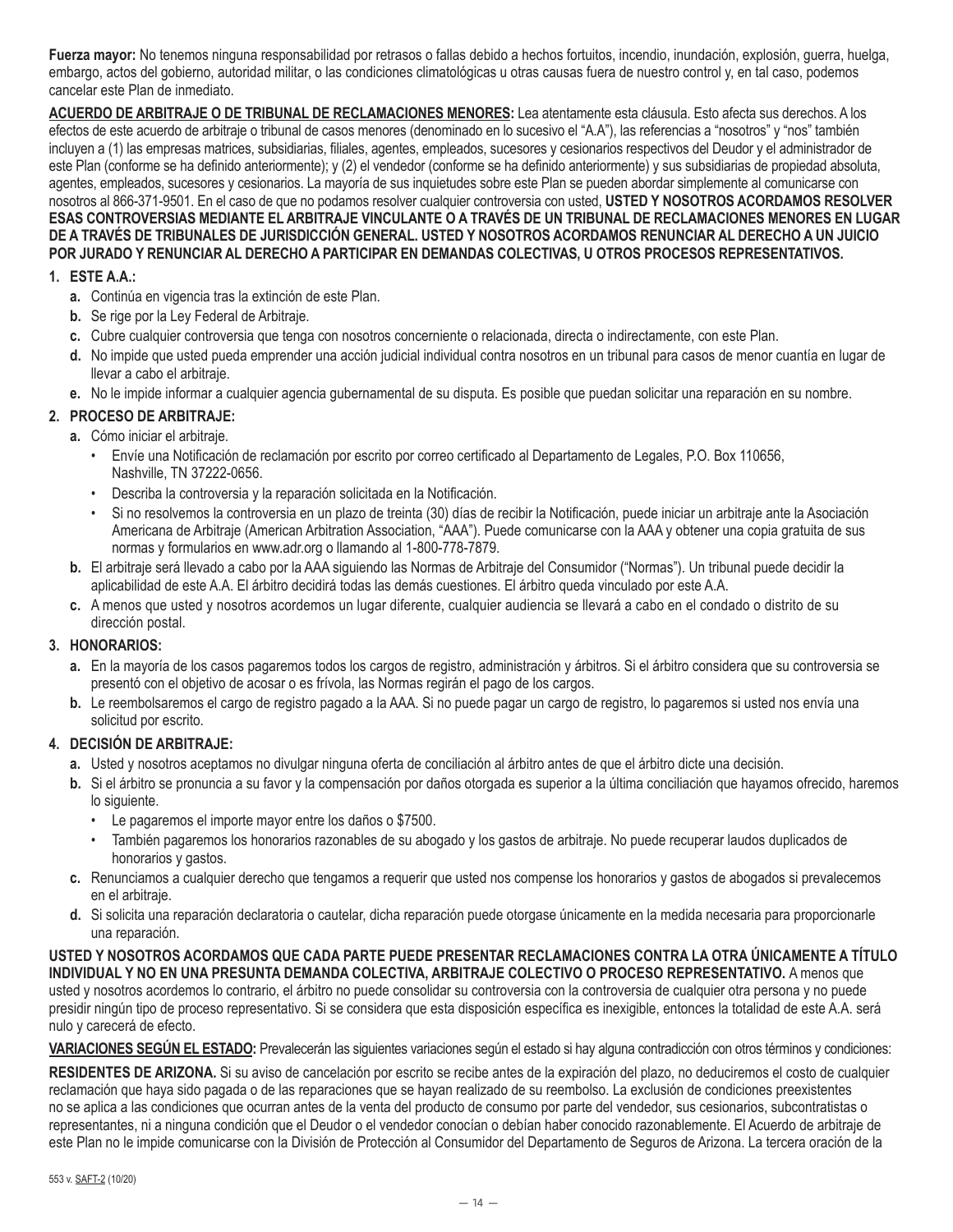**Fuerza mayor:** No tenemos ninguna responsabilidad por retrasos o fallas debido a hechos fortuitos, incendio, inundación, explosión, guerra, huelga, embargo, actos del gobierno, autoridad militar, o las condiciones climatológicas u otras causas fuera de nuestro control y, en tal caso, podemos cancelar este Plan de inmediato.

**ACUERDO DE ARBITRAJE O DE TRIBUNAL DE RECLAMACIONES MENORES:** Lea atentamente esta cláusula. Esto afecta sus derechos. A los efectos de este acuerdo de arbitraje o tribunal de casos menores (denominado en lo sucesivo el "A.A"), las referencias a "nosotros" y "nos" también incluyen a (1) las empresas matrices, subsidiarias, filiales, agentes, empleados, sucesores y cesionarios respectivos del Deudor y el administrador de este Plan (conforme se ha definido anteriormente); y (2) el vendedor (conforme se ha definido anteriormente) y sus subsidiarias de propiedad absoluta, agentes, empleados, sucesores y cesionarios. La mayoría de sus inquietudes sobre este Plan se pueden abordar simplemente al comunicarse con nosotros al 866-371-9501. En el caso de que no podamos resolver cualquier controversia con usted, **USTED Y NOSOTROS ACORDAMOS RESOLVER ESAS CONTROVERSIAS MEDIANTE EL ARBITRAJE VINCULANTE O A TRAVÉS DE UN TRIBUNAL DE RECLAMACIONES MENORES EN LUGAR DE A TRAVÉS DE TRIBUNALES DE JURISDICCIÓN GENERAL. USTED Y NOSOTROS ACORDAMOS RENUNCIAR AL DERECHO A UN JUICIO POR JURADO Y RENUNCIAR AL DERECHO A PARTICIPAR EN DEMANDAS COLECTIVAS, U OTROS PROCESOS REPRESENTATIVOS.**

1. **ESTE A.A.:**
   - **a.** Continúa en vigencia tras la extinción de este Plan.
   - **b.** Se rige por la Ley Federal de Arbitraje.
   - **c.** Cubre cualquier controversia que tenga con nosotros concerniente o relacionada, directa o indirectamente, con este Plan.
   - **d.** No impide que usted pueda emprender una acción judicial individual contra nosotros en un tribunal para casos de menor cuantía en lugar de llevar a cabo el arbitraje.
   - **e.** No le impide informar a cualquier agencia gubernamental de su disputa. Es posible que puedan solicitar una reparación en su nombre.

2. **PROCESO DE ARBITRAJE:**
   - **a.** Cómo iniciar el arbitraje.
     - Envíe una Notificación de reclamación por escrito por correo certificado al Departamento de Legales, P.O. Box 110656, Nashville, TN 37222-0656.
     - Describa la controversia y la reparación solicitada en la Notificación.
     - Si no resolvemos la controversia en un plazo de treinta (30) días de recibir la Notificación, puede iniciar un arbitraje ante la Asociación Americana de Arbitraje (American Arbitration Association, "AAA"). Puede comunicarse con la AAA y obtener una copia gratuita de sus normas y formularios en www.adr.org o llamando al 1-800-778-7879.
   - **b.** El arbitraje será llevado a cabo por la AAA siguiendo las Normas de Arbitraje del Consumidor ("Normas"). Un tribunal puede decidir la aplicabilidad de este A.A. El árbitro decidirá todas las demás cuestiones. El árbitro queda vinculado por este A.A.
   - **c.** A menos que usted y nosotros acordemos un lugar diferente, cualquier audiencia se llevará a cabo en el condado o distrito de su dirección postal.

3. **HONORARIOS:**
   - **a.** En la mayoría de los casos pagaremos todos los cargos de registro, administración y árbitros. Si el árbitro considera que su controversia se presentó con el objetivo de acosar o es frívola, las Normas regirán el pago de los cargos.
   - **b.** Le reembolsaremos el cargo de registro pagado a la AAA. Si no puede pagar un cargo de registro, lo pagaremos si usted nos envía una solicitud por escrito.

4. **DECISIÓN DE ARBITRAJE:**
   - **a.** Usted y nosotros aceptamos no divulgar ninguna oferta de conciliación al árbitro antes de que el árbitro dicte una decisión.
   - **b.** Si el árbitro se pronuncia a su favor y la compensación por daños otorgada es superior a la última conciliación que hayamos ofrecido, haremos lo siguiente.
     - Le pagaremos el importe mayor entre los daños o $7500.
     - También pagaremos los honorarios razonables de su abogado y los gastos de arbitraje. No puede recuperar laudos duplicados de honorarios y gastos.
   - **c.** Renunciamos a cualquier derecho que tengamos a requerir que usted nos compense los honorarios y gastos de abogados si prevalecemos en el arbitraje.
   - **d.** Si solicita una reparación declaratoria o cautelar, dicha reparación puede otorgase únicamente en la medida necesaria para proporcionarle una reparación.

**USTED Y NOSOTROS ACORDAMOS QUE CADA PARTE PUEDE PRESENTAR RECLAMACIONES CONTRA LA OTRA ÚNICAMENTE A TÍTULO INDIVIDUAL Y NO EN UNA PRESUNTA DEMANDA COLECTIVA, ARBITRAJE COLECTIVO O PROCESO REPRESENTATIVO.** A menos que usted y nosotros acordemos lo contrario, el árbitro no puede consolidar su controversia con la controversia de cualquier otra persona y no puede presidir ningún tipo de proceso representativo. Si se considera que esta disposición específica es inexigible, entonces la totalidad de este A.A. será nulo y carecerá de efecto.

**VARIACIONES SEGÚN EL ESTADO:** Prevalecerán las siguientes variaciones según el estado si hay alguna contradicción con otros términos y condiciones:

**RESIDENTES DE ARIZONA.** Si su aviso de cancelación por escrito se recibe antes de la expiración del plazo, no deduciremos el costo de cualquier reclamación que haya sido pagada o de las reparaciones que se hayan realizado de su reembolso. La exclusión de condiciones preexistentes no se aplica a las condiciones que ocurran antes de la venta del producto de consumo por parte del vendedor, sus cesionarios, subcontratistas o representantes, ni a ninguna condición que el Deudor o el vendedor conocían o debían haber conocido razonablemente. El Acuerdo de arbitraje de este Plan no le impide comunicarse con la División de Protección al Consumidor del Departamento de Seguros de Arizona. La tercera oración de la

553 v. SAFT-2 (10/20)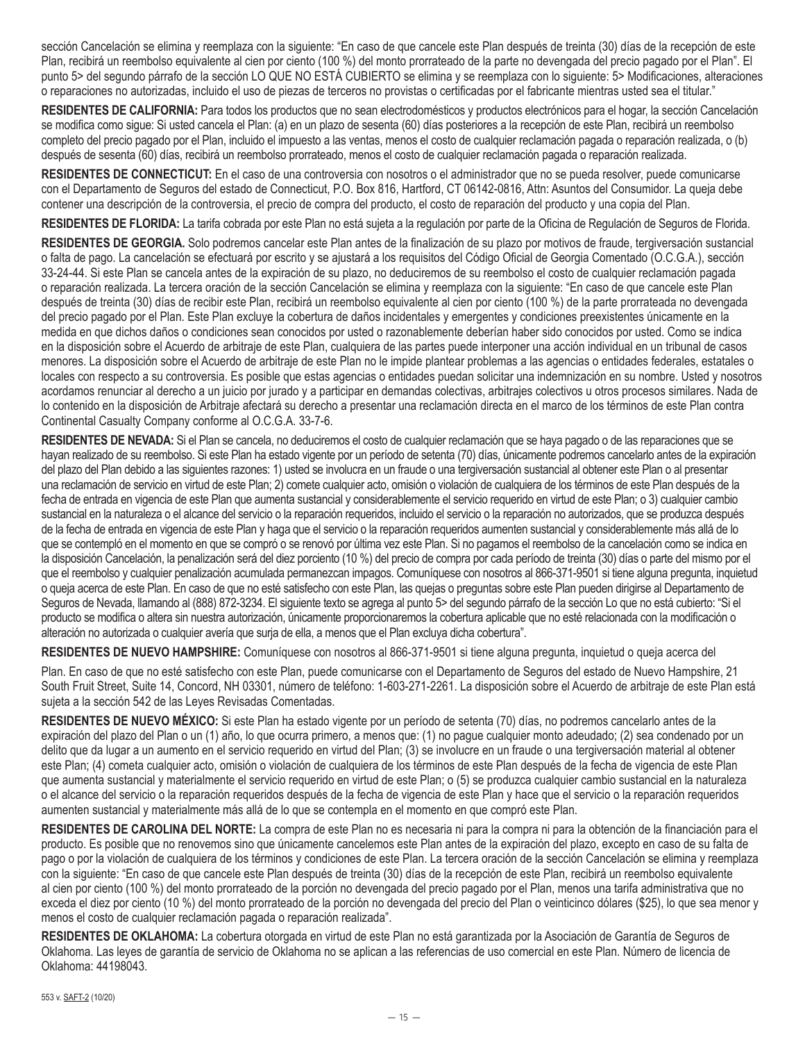sección Cancelación se elimina y reemplaza con la siguiente: "En caso de que cancele este Plan después de treinta (30) días de la recepción de este Plan, recibirá un reembolso equivalente al cien por ciento (100 %) del monto prorrateado de la parte no devengada del precio pagado por el Plan". El punto 5> del segundo párrafo de la sección LO QUE NO ESTÁ CUBIERTO se elimina y se reemplaza con lo siguiente: 5> Modificaciones, alteraciones o reparaciones no autorizadas, incluido el uso de piezas de terceros no provistas o certificadas por el fabricante mientras usted sea el titular."

**RESIDENTES DE CALIFORNIA:** Para todos los productos que no sean electrodomésticos y productos electrónicos para el hogar, la sección Cancelación se modifica como sigue: Si usted cancela el Plan: (a) en un plazo de sesenta (60) días posteriores a la recepción de este Plan, recibirá un reembolso completo del precio pagado por el Plan, incluido el impuesto a las ventas, menos el costo de cualquier reclamación pagada o reparación realizada, o (b) después de sesenta (60) días, recibirá un reembolso prorrateado, menos el costo de cualquier reclamación pagada o reparación realizada.

**RESIDENTES DE CONNECTICUT:** En el caso de una controversia con nosotros o el administrador que no se pueda resolver, puede comunicarse con el Departamento de Seguros del estado de Connecticut, P.O. Box 816, Hartford, CT 06142-0816, Attn: Asuntos del Consumidor. La queja debe contener una descripción de la controversia, el precio de compra del producto, el costo de reparación del producto y una copia del Plan.

**RESIDENTES DE FLORIDA:** La tarifa cobrada por este Plan no está sujeta a la regulación por parte de la Oficina de Regulación de Seguros de Florida.

**RESIDENTES DE GEORGIA.** Solo podremos cancelar este Plan antes de la finalización de su plazo por motivos de fraude, tergiversación sustancial o falta de pago. La cancelación se efectuará por escrito y se ajustará a los requisitos del Código Oficial de Georgia Comentado (O.C.G.A.), sección 33-24-44. Si este Plan se cancela antes de la expiración de su plazo, no deduciremos de su reembolso el costo de cualquier reclamación pagada o reparación realizada. La tercera oración de la sección Cancelación se elimina y reemplaza con la siguiente: "En caso de que cancele este Plan después de treinta (30) días de recibir este Plan, recibirá un reembolso equivalente al cien por ciento (100 %) de la parte prorrateada no devengada del precio pagado por el Plan. Este Plan excluye la cobertura de daños incidentales y emergentes y condiciones preexistentes únicamente en la medida en que dichos daños o condiciones sean conocidos por usted o razonablemente deberían haber sido conocidos por usted. Como se indica en la disposición sobre el Acuerdo de arbitraje de este Plan, cualquiera de las partes puede interponer una acción individual en un tribunal de casos menores. La disposición sobre el Acuerdo de arbitraje de este Plan no le impide plantear problemas a las agencias o entidades federales, estatales o locales con respecto a su controversia. Es posible que estas agencias o entidades puedan solicitar una indemnización en su nombre. Usted y nosotros acordamos renunciar al derecho a un juicio por jurado y a participar en demandas colectivas, arbitrajes colectivos u otros procesos similares. Nada de lo contenido en la disposición de Arbitraje afectará su derecho a presentar una reclamación directa en el marco de los términos de este Plan contra Continental Casualty Company conforme al O.C.G.A. 33-7-6.

**RESIDENTES DE NEVADA:** Si el Plan se cancela, no deduciremos el costo de cualquier reclamación que se haya pagado o de las reparaciones que se hayan realizado de su reembolso. Si este Plan ha estado vigente por un período de setenta (70) días, únicamente podremos cancelarlo antes de la expiración del plazo del Plan debido a las siguientes razones: 1) usted se involucra en un fraude o una tergiversación sustancial al obtener este Plan o al presentar una reclamación de servicio en virtud de este Plan; 2) comete cualquier acto, omisión o violación de cualquiera de los términos de este Plan después de la fecha de entrada en vigencia de este Plan que aumenta sustancial y considerablemente el servicio requerido en virtud de este Plan; o 3) cualquier cambio sustancial en la naturaleza o el alcance del servicio o la reparación requeridos, incluido el servicio o la reparación no autorizados, que se produzca después de la fecha de entrada en vigencia de este Plan y haga que el servicio o la reparación requeridos aumenten sustancial y considerablemente más allá de lo que se contempló en el momento en que se compró o se renovó por última vez este Plan. Si no pagamos el reembolso de la cancelación como se indica en la disposición Cancelación, la penalización será del diez porciento (10 %) del precio de compra por cada período de treinta (30) días o parte del mismo por el que el reembolso y cualquier penalización acumulada permanezcan impagos. Comuníquese con nosotros al 866-371-9501 si tiene alguna pregunta, inquietud o queja acerca de este Plan. En caso de que no esté satisfecho con este Plan, las quejas o preguntas sobre este Plan pueden dirigirse al Departamento de Seguros de Nevada, llamando al (888) 872-3234. El siguiente texto se agrega al punto 5> del segundo párrafo de la sección Lo que no está cubierto: "Si el producto se modifica o altera sin nuestra autorización, únicamente proporcionaremos la cobertura aplicable que no esté relacionada con la modificación o alteración no autorizada o cualquier avería que surja de ella, a menos que el Plan excluya dicha cobertura".

**RESIDENTES DE NUEVO HAMPSHIRE:** Comuníquese con nosotros al 866-371-9501 si tiene alguna pregunta, inquietud o queja acerca del

Plan. En caso de que no esté satisfecho con este Plan, puede comunicarse con el Departamento de Seguros del estado de Nuevo Hampshire, 21 South Fruit Street, Suite 14, Concord, NH 03301, número de teléfono: 1-603-271-2261. La disposición sobre el Acuerdo de arbitraje de este Plan está sujeta a la sección 542 de las Leyes Revisadas Comentadas.

**RESIDENTES DE NUEVO MÉXICO:** Si este Plan ha estado vigente por un período de setenta (70) días, no podremos cancelarlo antes de la expiración del plazo del Plan o un (1) año, lo que ocurra primero, a menos que: (1) no pague cualquier monto adeudado; (2) sea condenado por un delito que da lugar a un aumento en el servicio requerido en virtud del Plan; (3) se involucre en un fraude o una tergiversación material al obtener este Plan; (4) cometa cualquier acto, omisión o violación de cualquiera de los términos de este Plan después de la fecha de vigencia de este Plan que aumenta sustancial y materialmente el servicio requerido en virtud de este Plan; o (5) se produzca cualquier cambio sustancial en la naturaleza o el alcance del servicio o la reparación requeridos después de la fecha de vigencia de este Plan y hace que el servicio o la reparación requeridos aumenten sustancial y materialmente más allá de lo que se contempla en el momento en que compró este Plan.

**RESIDENTES DE CAROLINA DEL NORTE:** La compra de este Plan no es necesaria ni para la compra ni para la obtención de la financiación para el producto. Es posible que no renovemos sino que únicamente cancelemos este Plan antes de la expiración del plazo, excepto en caso de su falta de pago o por la violación de cualquiera de los términos y condiciones de este Plan. La tercera oración de la sección Cancelación se elimina y reemplaza con la siguiente: "En caso de que cancele este Plan después de treinta (30) días de la recepción de este Plan, recibirá un reembolso equivalente al cien por ciento (100 %) del monto prorrateado de la porción no devengada del precio pagado por el Plan, menos una tarifa administrativa que no exceda el diez por ciento (10 %) del monto prorrateado de la porción no devengada del precio del Plan o veinticinco dólares ($25), lo que sea menor y menos el costo de cualquier reclamación pagada o reparación realizada".

**RESIDENTES DE OKLAHOMA:** La cobertura otorgada en virtud de este Plan no está garantizada por la Asociación de Garantía de Seguros de Oklahoma. Las leyes de garantía de servicio de Oklahoma no se aplican a las referencias de uso comercial en este Plan. Número de licencia de Oklahoma: 44198043.

553 v. SAFT-2 (10/20)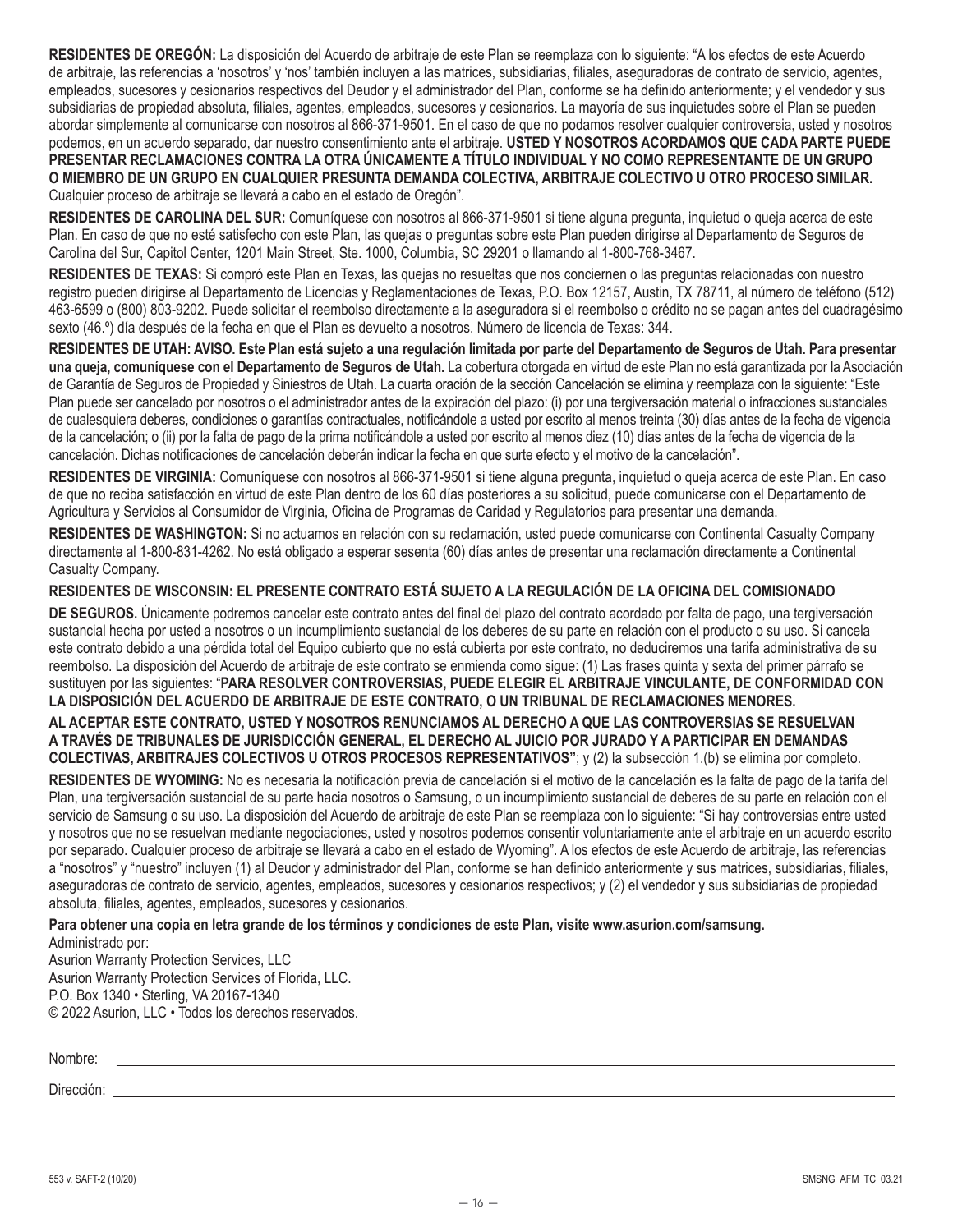**RESIDENTES DE OREGÓN:** La disposición del Acuerdo de arbitraje de este Plan se reemplaza con lo siguiente: "A los efectos de este Acuerdo de arbitraje, las referencias a 'nosotros' y 'nos' también incluyen a las matrices, subsidiarias, filiales, aseguradoras de contrato de servicio, agentes, empleados, sucesores y cesionarios respectivos del Deudor y del administrador del Plan, conforme se ha definido anteriormente; y el vendedor y sus subsidiarias de propiedad absoluta, filiales, agentes, empleados, sucesores y cesionarios. La mayoría de sus inquietudes sobre el Plan se pueden abordar simplemente al comunicarse con nosotros al 866-371-9501. En el caso de que no podamos resolver cualquier controversia, usted y nosotros podemos, en un acuerdo separado, dar nuestro consentimiento ante el arbitraje. **USTED Y NOSOTROS ACORDAMOS QUE CADA PARTE PUEDE PRESENTAR RECLAMACIONES CONTRA LA OTRA ÚNICAMENTE A TÍTULO INDIVIDUAL Y NO COMO REPRESENTANTE DE UN GRUPO O MIEMBRO DE UN GRUPO EN CUALQUIER PRESUNTA DEMANDA COLECTIVA, ARBITRAJE COLECTIVO U OTRO PROCESO SIMILAR.** Cualquier proceso de arbitraje se llevará a cabo en el estado de Oregón".

**RESIDENTES DE CAROLINA DEL SUR:** Comuníquese con nosotros al 866-371-9501 si tiene alguna pregunta, inquietud o queja acerca de este Plan. En caso de que no esté satisfecho con este Plan, las quejas o preguntas sobre este Plan pueden dirigirse al Departamento de Seguros de Carolina del Sur, Capitol Center, 1201 Main Street, Ste. 1000, Columbia, SC 29201 o llamando al 1-800-768-3467.

**RESIDENTES DE TEXAS:** Si compró este Plan en Texas, las quejas no resueltas que nos conciernen o las preguntas relacionadas con nuestro registro pueden dirigirse al Departamento de Licencias y Reglamentaciones de Texas, P.O. Box 12157, Austin, TX 78711, al número de teléfono (512) 463-6599 o (800) 803-9202. Puede solicitar el reembolso directamente a la aseguradora si el reembolso o crédito no se pagan antes del cuadragésimo sexto (46.º) día después de la fecha en que el Plan es devuelto a nosotros. Número de licencia de Texas: 344.

**RESIDENTES DE UTAH: AVISO. Este Plan está sujeto a una regulación limitada por parte del Departamento de Seguros de Utah. Para presentar una queja, comuníquese con el Departamento de Seguros de Utah.** La cobertura otorgada en virtud de este Plan no está garantizada por la Asociación de Garantía de Seguros de Propiedad y Siniestros de Utah. La cuarta oración de la sección Cancelación se elimina y reemplaza con la siguiente: "Este Plan puede ser cancelado por nosotros o el administrador antes de la expiración del plazo: (i) por una tergiversación material o infracciones sustanciales de cualesquiera deberes, condiciones o garantías contractuales, notificándole a usted por escrito al menos treinta (30) días antes de la fecha de vigencia de la cancelación; o (ii) por la falta de pago de la prima notificándole a usted por escrito al menos diez (10) días antes de la fecha de vigencia de la cancelación. Dichas notificaciones de cancelación deberán indicar la fecha en que surte efecto y el motivo de la cancelación".

**RESIDENTES DE VIRGINIA:** Comuníquese con nosotros al 866-371-9501 si tiene alguna pregunta, inquietud o queja acerca de este Plan. En caso de que no reciba satisfacción en virtud de este Plan dentro de los 60 días posteriores a su solicitud, puede comunicarse con el Departamento de Agricultura y Servicios al Consumidor de Virginia, Oficina de Programas de Caridad y Regulatorios para presentar una demanda.

**RESIDENTES DE WASHINGTON:** Si no actuamos en relación con su reclamación, usted puede comunicarse con Continental Casualty Company directamente al 1-800-831-4262. No está obligado a esperar sesenta (60) días antes de presentar una reclamación directamente a Continental Casualty Company.

**RESIDENTES DE WISCONSIN: EL PRESENTE CONTRATO ESTÁ SUJETO A LA REGULACIÓN DE LA OFICINA DEL COMISIONADO DE SEGUROS.** Únicamente podremos cancelar este contrato antes del final del plazo del contrato acordado por falta de pago, una tergiversación sustancial hecha por usted a nosotros o un incumplimiento sustancial de los deberes de su parte en relación con el producto o su uso. Si cancela este contrato debido a una pérdida total del Equipo cubierto que no está cubierta por este contrato, no deduciremos una tarifa administrativa de su reembolso. La disposición del Acuerdo de arbitraje de este contrato se enmienda como sigue: (1) Las frases quinta y sexta del primer párrafo se sustituyen por las siguientes: "**PARA RESOLVER CONTROVERSIAS, PUEDE ELEGIR EL ARBITRAJE VINCULANTE, DE CONFORMIDAD CON LA DISPOSICIÓN DEL ACUERDO DE ARBITRAJE DE ESTE CONTRATO, O UN TRIBUNAL DE RECLAMACIONES MENORES. AL ACEPTAR ESTE CONTRATO, USTED Y NOSOTROS RENUNCIAMOS AL DERECHO A QUE LAS CONTROVERSIAS SE RESUELVAN A TRAVÉS DE TRIBUNALES DE JURISDICCIÓN GENERAL, EL DERECHO AL JUICIO POR JURADO Y A PARTICIPAR EN DEMANDAS COLECTIVAS, ARBITRAJES COLECTIVOS U OTROS PROCESOS REPRESENTATIVOS**"; y (2) la subsección 1.(b) se elimina por completo.

**RESIDENTES DE WYOMING:** No es necesaria la notificación previa de cancelación si el motivo de la cancelación es la falta de pago de la tarifa del Plan, una tergiversación sustancial de su parte hacia nosotros o Samsung, o un incumplimiento sustancial de deberes de su parte en relación con el servicio de Samsung o su uso. La disposición del Acuerdo de arbitraje de este Plan se reemplaza con lo siguiente: "Si hay controversias entre usted y nosotros que no se resuelvan mediante negociaciones, usted y nosotros podemos consentir voluntariamente ante el arbitraje en un acuerdo escrito por separado. Cualquier proceso de arbitraje se llevará a cabo en el estado de Wyoming". A los efectos de este Acuerdo de arbitraje, las referencias a "nosotros" y "nuestro" incluyen (1) al Deudor y administrador del Plan, conforme se han definido anteriormente y sus matrices, subsidiarias, filiales, aseguradoras de contrato de servicio, agentes, empleados, sucesores y cesionarios respectivos; y (2) el vendedor y sus subsidiarias de propiedad absoluta, filiales, agentes, empleados, sucesores y cesionarios.

**Para obtener una copia en letra grande de los términos y condiciones de este Plan, visite www.asurion.com/samsung.**

Administrado por:
Asurion Warranty Protection Services, LLC
Asurion Warranty Protection Services of Florida, LLC.
P.O. Box 1340 • Sterling, VA 20167-1340
© 2022 Asurion, LLC • Todos los derechos reservados.

Nombre: ____________________

Dirección: ____________________

553 v. SAFT-2 (10/20)

SMSNG_AFM_TC_03.21